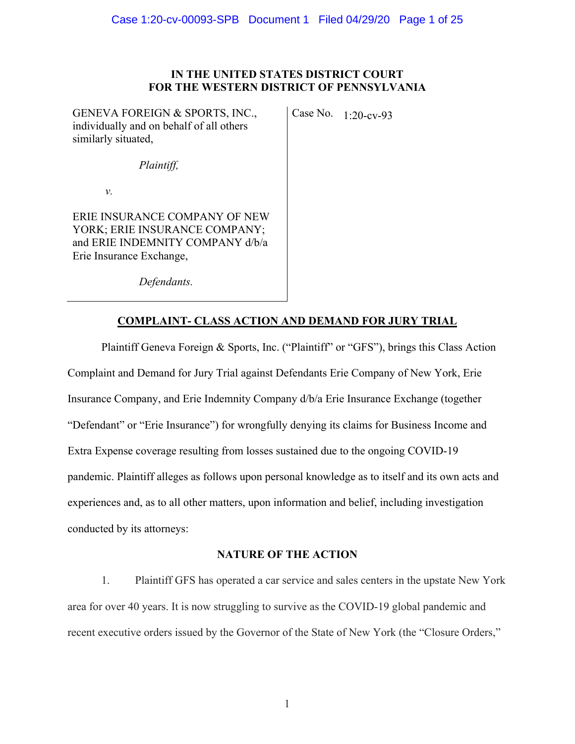**IN THE UNITED STATES DISTRICT COURT**
**FOR THE WESTERN DISTRICT OF PENNSYLVANIA**

| | |
|---|---|
| GENEVA FOREIGN & SPORTS, INC., individually and on behalf of all others similarly situated,<br><br>*Plaintiff,*<br><br>*v.*<br><br>ERIE INSURANCE COMPANY OF NEW YORK; ERIE INSURANCE COMPANY; and ERIE INDEMNITY COMPANY d/b/a Erie Insurance Exchange,<br><br>*Defendants.* | Case No. 1:20-cv-93 |

## COMPLAINT- CLASS ACTION AND DEMAND FOR JURY TRIAL

Plaintiff Geneva Foreign & Sports, Inc. ("Plaintiff" or "GFS"), brings this Class Action Complaint and Demand for Jury Trial against Defendants Erie Company of New York, Erie Insurance Company, and Erie Indemnity Company d/b/a Erie Insurance Exchange (together "Defendant" or "Erie Insurance") for wrongfully denying its claims for Business Income and Extra Expense coverage resulting from losses sustained due to the ongoing COVID-19 pandemic. Plaintiff alleges as follows upon personal knowledge as to itself and its own acts and experiences and, as to all other matters, upon information and belief, including investigation conducted by its attorneys:

## NATURE OF THE ACTION

1. Plaintiff GFS has operated a car service and sales centers in the upstate New York area for over 40 years. It is now struggling to survive as the COVID-19 global pandemic and recent executive orders issued by the Governor of the State of New York (the "Closure Orders,"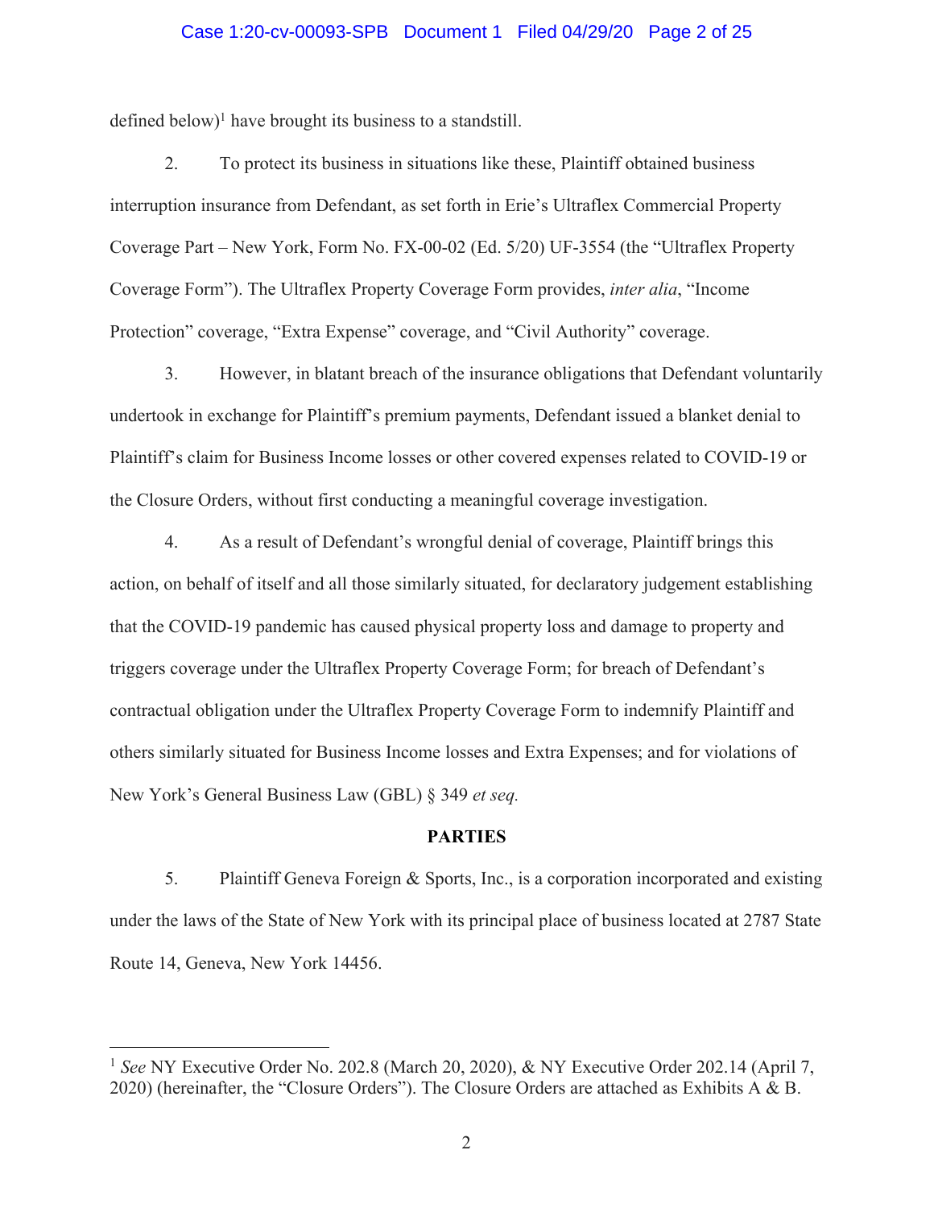defined below)[1] have brought its business to a standstill.

2. To protect its business in situations like these, Plaintiff obtained business interruption insurance from Defendant, as set forth in Erie's Ultraflex Commercial Property Coverage Part – New York, Form No. FX-00-02 (Ed. 5/20) UF-3554 (the "Ultraflex Property Coverage Form"). The Ultraflex Property Coverage Form provides, *inter alia*, "Income Protection" coverage, "Extra Expense" coverage, and "Civil Authority" coverage.

3. However, in blatant breach of the insurance obligations that Defendant voluntarily undertook in exchange for Plaintiff's premium payments, Defendant issued a blanket denial to Plaintiff's claim for Business Income losses or other covered expenses related to COVID-19 or the Closure Orders, without first conducting a meaningful coverage investigation.

4. As a result of Defendant's wrongful denial of coverage, Plaintiff brings this action, on behalf of itself and all those similarly situated, for declaratory judgement establishing that the COVID-19 pandemic has caused physical property loss and damage to property and triggers coverage under the Ultraflex Property Coverage Form; for breach of Defendant's contractual obligation under the Ultraflex Property Coverage Form to indemnify Plaintiff and others similarly situated for Business Income losses and Extra Expenses; and for violations of New York's General Business Law (GBL) § 349 *et seq.*

## PARTIES

5. Plaintiff Geneva Foreign & Sports, Inc., is a corporation incorporated and existing under the laws of the State of New York with its principal place of business located at 2787 State Route 14, Geneva, New York 14456.

---

[1] *See* NY Executive Order No. 202.8 (March 20, 2020), & NY Executive Order 202.14 (April 7, 2020) (hereinafter, the "Closure Orders"). The Closure Orders are attached as Exhibits A & B.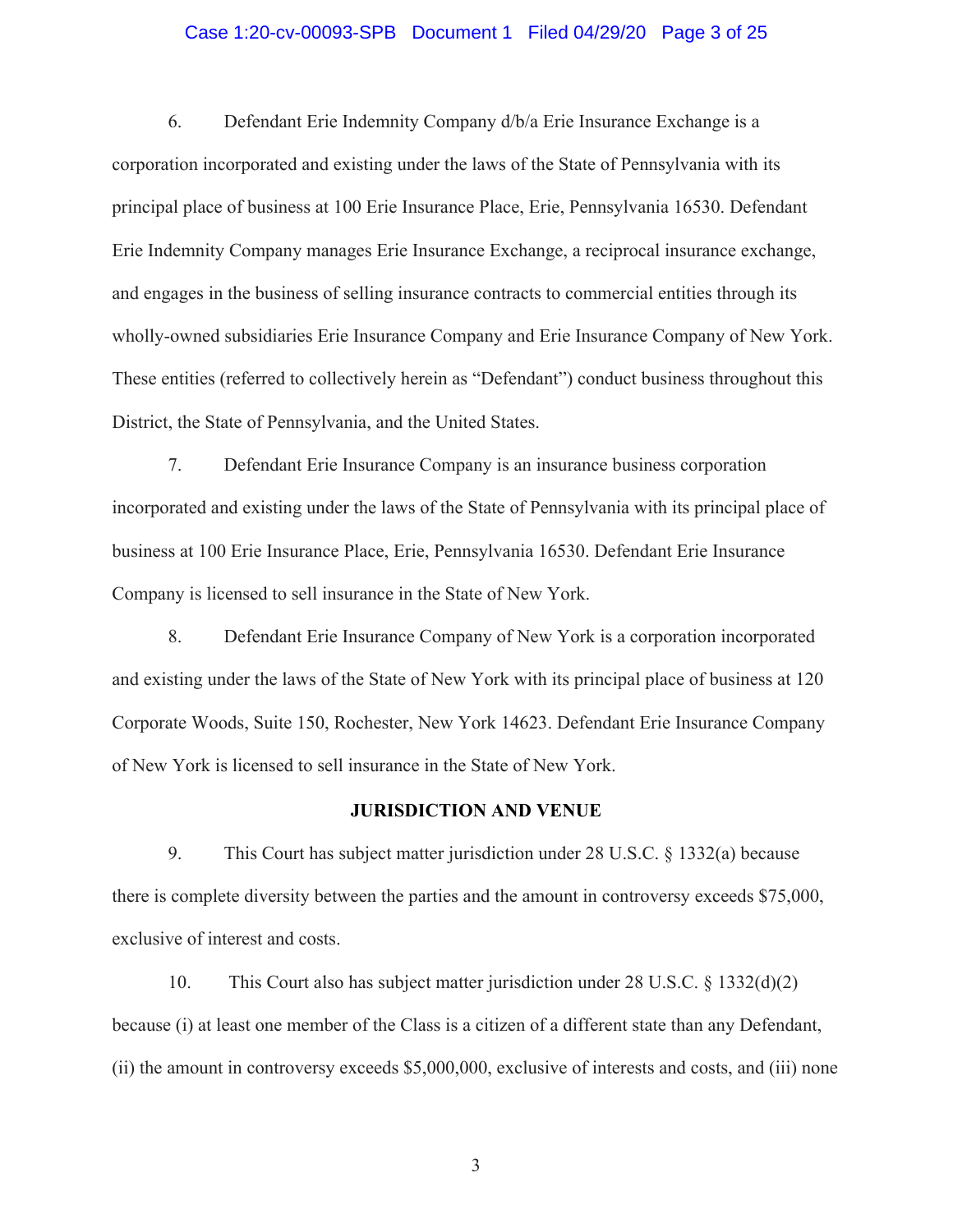6. Defendant Erie Indemnity Company d/b/a Erie Insurance Exchange is a corporation incorporated and existing under the laws of the State of Pennsylvania with its principal place of business at 100 Erie Insurance Place, Erie, Pennsylvania 16530. Defendant Erie Indemnity Company manages Erie Insurance Exchange, a reciprocal insurance exchange, and engages in the business of selling insurance contracts to commercial entities through its wholly-owned subsidiaries Erie Insurance Company and Erie Insurance Company of New York. These entities (referred to collectively herein as "Defendant") conduct business throughout this District, the State of Pennsylvania, and the United States.

7. Defendant Erie Insurance Company is an insurance business corporation incorporated and existing under the laws of the State of Pennsylvania with its principal place of business at 100 Erie Insurance Place, Erie, Pennsylvania 16530. Defendant Erie Insurance Company is licensed to sell insurance in the State of New York.

8. Defendant Erie Insurance Company of New York is a corporation incorporated and existing under the laws of the State of New York with its principal place of business at 120 Corporate Woods, Suite 150, Rochester, New York 14623. Defendant Erie Insurance Company of New York is licensed to sell insurance in the State of New York.

## JURISDICTION AND VENUE

9. This Court has subject matter jurisdiction under 28 U.S.C. § 1332(a) because there is complete diversity between the parties and the amount in controversy exceeds $75,000, exclusive of interest and costs.

10. This Court also has subject matter jurisdiction under 28 U.S.C. § 1332(d)(2) because (i) at least one member of the Class is a citizen of a different state than any Defendant, (ii) the amount in controversy exceeds $5,000,000, exclusive of interests and costs, and (iii) none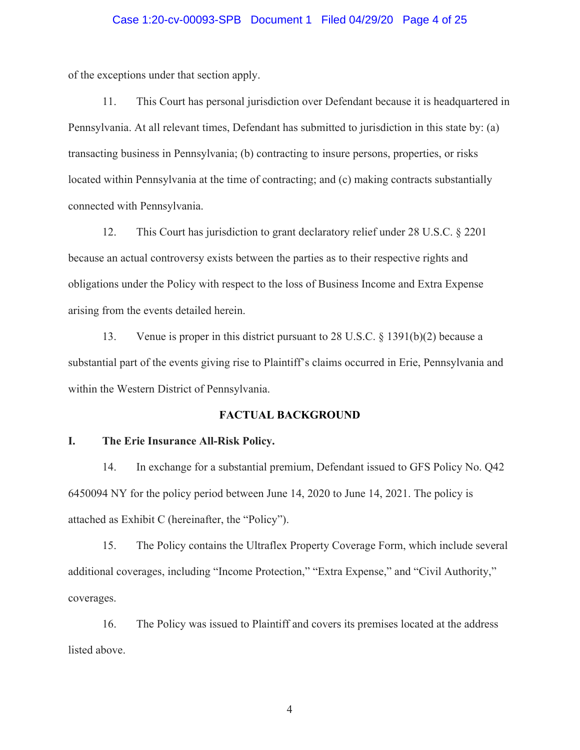of the exceptions under that section apply.

11. This Court has personal jurisdiction over Defendant because it is headquartered in Pennsylvania. At all relevant times, Defendant has submitted to jurisdiction in this state by: (a) transacting business in Pennsylvania; (b) contracting to insure persons, properties, or risks located within Pennsylvania at the time of contracting; and (c) making contracts substantially connected with Pennsylvania.

12. This Court has jurisdiction to grant declaratory relief under 28 U.S.C. § 2201 because an actual controversy exists between the parties as to their respective rights and obligations under the Policy with respect to the loss of Business Income and Extra Expense arising from the events detailed herein.

13. Venue is proper in this district pursuant to 28 U.S.C. § 1391(b)(2) because a substantial part of the events giving rise to Plaintiff's claims occurred in Erie, Pennsylvania and within the Western District of Pennsylvania.

## FACTUAL BACKGROUND

### I. The Erie Insurance All-Risk Policy.

14. In exchange for a substantial premium, Defendant issued to GFS Policy No. Q42 6450094 NY for the policy period between June 14, 2020 to June 14, 2021. The policy is attached as Exhibit C (hereinafter, the "Policy").

15. The Policy contains the Ultraflex Property Coverage Form, which include several additional coverages, including "Income Protection," "Extra Expense," and "Civil Authority," coverages.

16. The Policy was issued to Plaintiff and covers its premises located at the address listed above.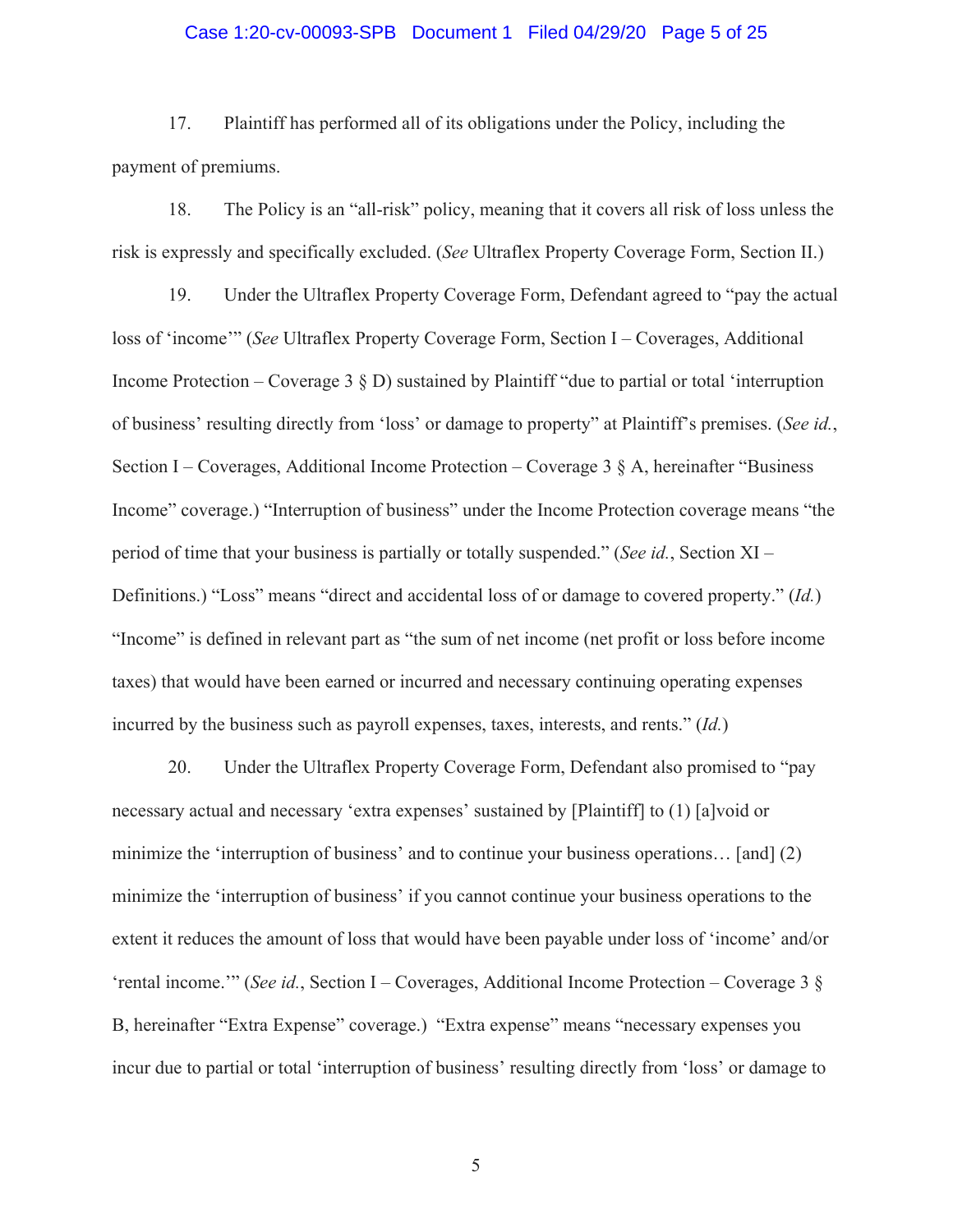17. Plaintiff has performed all of its obligations under the Policy, including the payment of premiums.

18. The Policy is an "all-risk" policy, meaning that it covers all risk of loss unless the risk is expressly and specifically excluded. (*See* Ultraflex Property Coverage Form, Section II.)

19. Under the Ultraflex Property Coverage Form, Defendant agreed to "pay the actual loss of 'income'" (*See* Ultraflex Property Coverage Form, Section I – Coverages, Additional Income Protection – Coverage 3 § D) sustained by Plaintiff "due to partial or total 'interruption of business' resulting directly from 'loss' or damage to property" at Plaintiff's premises. (*See id.*, Section I – Coverages, Additional Income Protection – Coverage 3 § A, hereinafter "Business Income" coverage.) "Interruption of business" under the Income Protection coverage means "the period of time that your business is partially or totally suspended." (*See id.*, Section XI – Definitions.) "Loss" means "direct and accidental loss of or damage to covered property." (*Id.*) "Income" is defined in relevant part as "the sum of net income (net profit or loss before income taxes) that would have been earned or incurred and necessary continuing operating expenses incurred by the business such as payroll expenses, taxes, interests, and rents." (*Id.*)

20. Under the Ultraflex Property Coverage Form, Defendant also promised to "pay necessary actual and necessary 'extra expenses' sustained by [Plaintiff] to (1) [a]void or minimize the 'interruption of business' and to continue your business operations… [and] (2) minimize the 'interruption of business' if you cannot continue your business operations to the extent it reduces the amount of loss that would have been payable under loss of 'income' and/or 'rental income.'" (*See id.*, Section I – Coverages, Additional Income Protection – Coverage 3 § B, hereinafter "Extra Expense" coverage.) "Extra expense" means "necessary expenses you incur due to partial or total 'interruption of business' resulting directly from 'loss' or damage to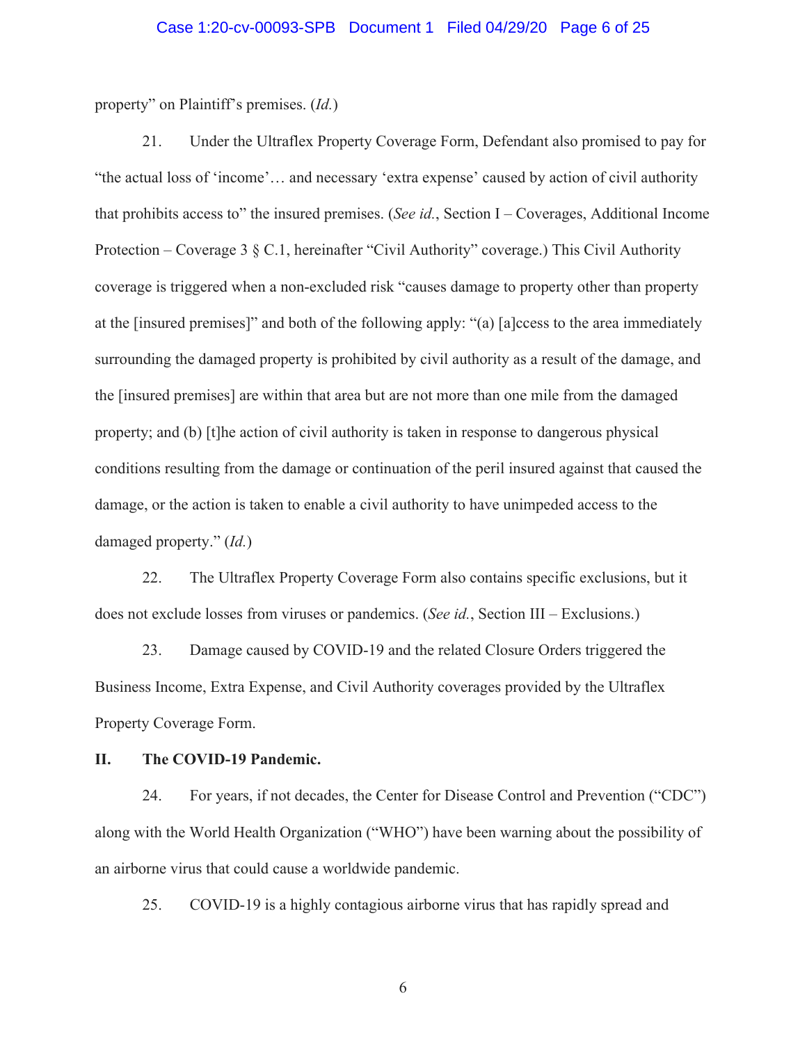property" on Plaintiff's premises. (*Id.*)

21. Under the Ultraflex Property Coverage Form, Defendant also promised to pay for "the actual loss of 'income'… and necessary 'extra expense' caused by action of civil authority that prohibits access to" the insured premises. (*See id.*, Section I – Coverages, Additional Income Protection – Coverage 3 § C.1, hereinafter "Civil Authority" coverage.) This Civil Authority coverage is triggered when a non-excluded risk "causes damage to property other than property at the [insured premises]" and both of the following apply: "(a) [a]ccess to the area immediately surrounding the damaged property is prohibited by civil authority as a result of the damage, and the [insured premises] are within that area but are not more than one mile from the damaged property; and (b) [t]he action of civil authority is taken in response to dangerous physical conditions resulting from the damage or continuation of the peril insured against that caused the damage, or the action is taken to enable a civil authority to have unimpeded access to the damaged property." (*Id.*)

22. The Ultraflex Property Coverage Form also contains specific exclusions, but it does not exclude losses from viruses or pandemics. (*See id.*, Section III – Exclusions.)

23. Damage caused by COVID-19 and the related Closure Orders triggered the Business Income, Extra Expense, and Civil Authority coverages provided by the Ultraflex Property Coverage Form.

## II. The COVID-19 Pandemic.

24. For years, if not decades, the Center for Disease Control and Prevention ("CDC") along with the World Health Organization ("WHO") have been warning about the possibility of an airborne virus that could cause a worldwide pandemic.

25. COVID-19 is a highly contagious airborne virus that has rapidly spread and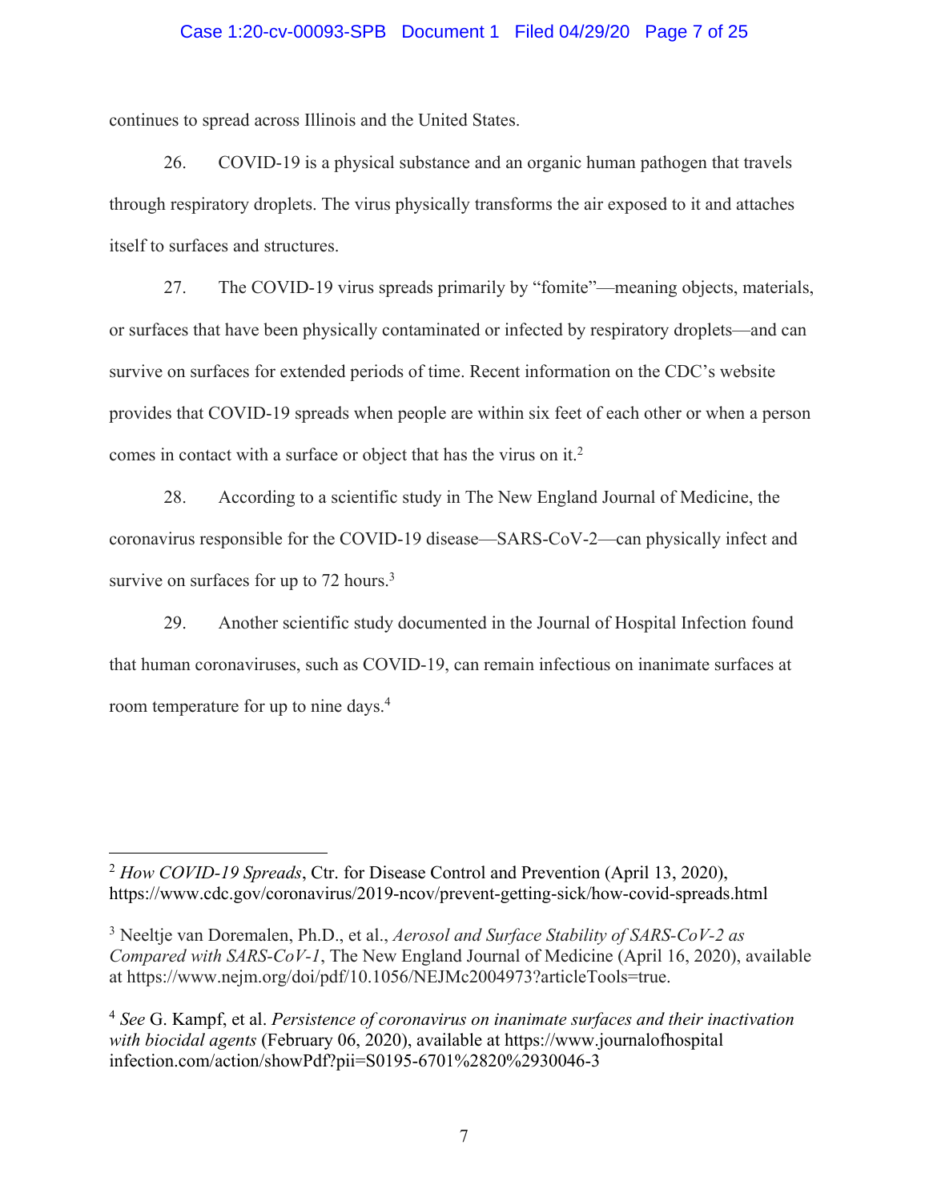continues to spread across Illinois and the United States.

26. COVID-19 is a physical substance and an organic human pathogen that travels through respiratory droplets. The virus physically transforms the air exposed to it and attaches itself to surfaces and structures.

27. The COVID-19 virus spreads primarily by "fomite"—meaning objects, materials, or surfaces that have been physically contaminated or infected by respiratory droplets—and can survive on surfaces for extended periods of time. Recent information on the CDC's website provides that COVID-19 spreads when people are within six feet of each other or when a person comes in contact with a surface or object that has the virus on it.[2]

28. According to a scientific study in The New England Journal of Medicine, the coronavirus responsible for the COVID-19 disease—SARS-CoV-2—can physically infect and survive on surfaces for up to 72 hours.[3]

29. Another scientific study documented in the Journal of Hospital Infection found that human coronaviruses, such as COVID-19, can remain infectious on inanimate surfaces at room temperature for up to nine days.[4]

---

[2] *How COVID-19 Spreads*, Ctr. for Disease Control and Prevention (April 13, 2020), https://www.cdc.gov/coronavirus/2019-ncov/prevent-getting-sick/how-covid-spreads.html

[3] Neeltje van Doremalen, Ph.D., et al., *Aerosol and Surface Stability of SARS-CoV-2 as Compared with SARS-CoV-1*, The New England Journal of Medicine (April 16, 2020), available at https://www.nejm.org/doi/pdf/10.1056/NEJMc2004973?articleTools=true.

[4] *See* G. Kampf, et al. *Persistence of coronavirus on inanimate surfaces and their inactivation with biocidal agents* (February 06, 2020), available at https://www.journalofhospital infection.com/action/showPdf?pii=S0195-6701%2820%2930046-3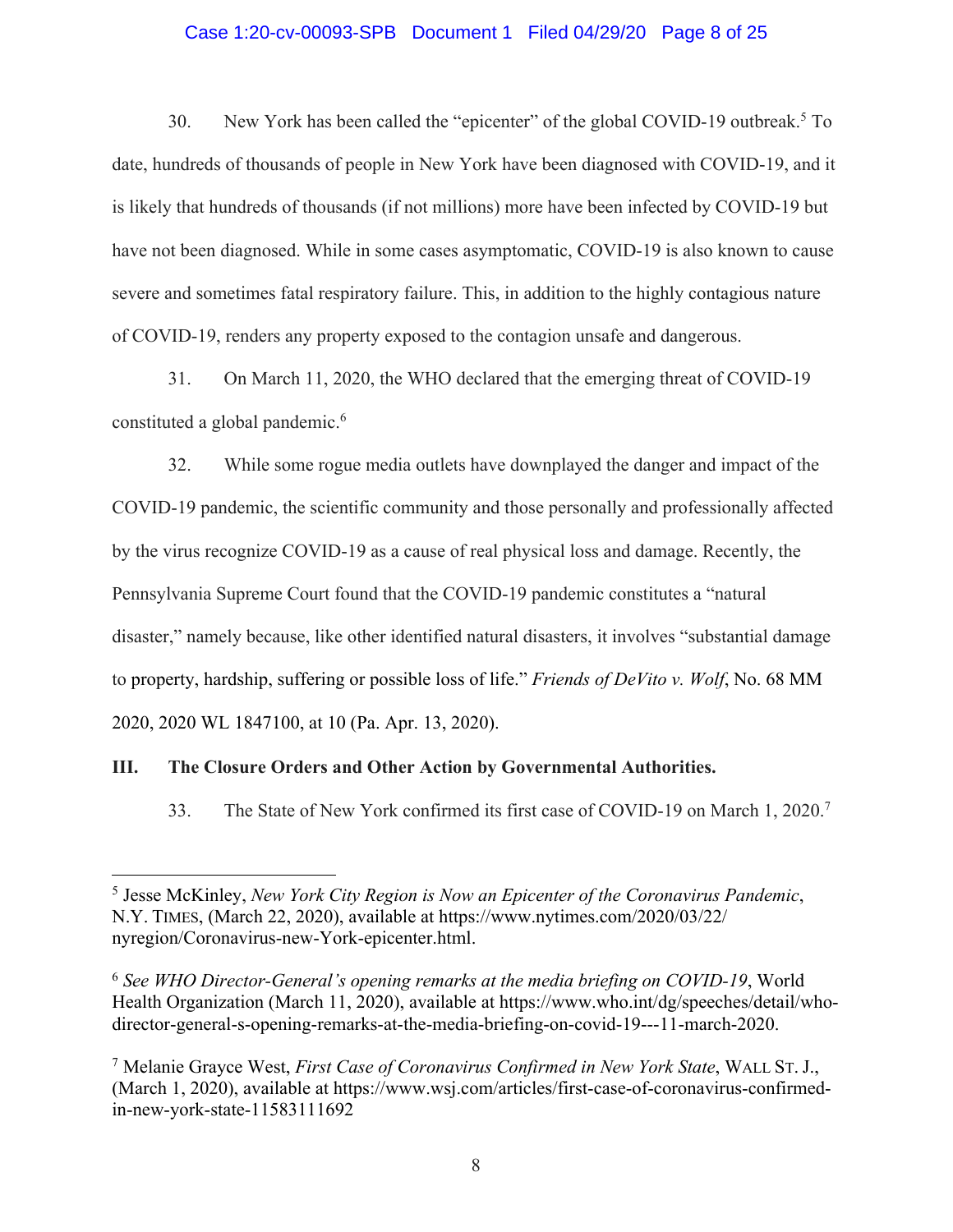30. New York has been called the "epicenter" of the global COVID-19 outbreak.[5] To date, hundreds of thousands of people in New York have been diagnosed with COVID-19, and it is likely that hundreds of thousands (if not millions) more have been infected by COVID-19 but have not been diagnosed. While in some cases asymptomatic, COVID-19 is also known to cause severe and sometimes fatal respiratory failure. This, in addition to the highly contagious nature of COVID-19, renders any property exposed to the contagion unsafe and dangerous.

31. On March 11, 2020, the WHO declared that the emerging threat of COVID-19 constituted a global pandemic.[6]

32. While some rogue media outlets have downplayed the danger and impact of the COVID-19 pandemic, the scientific community and those personally and professionally affected by the virus recognize COVID-19 as a cause of real physical loss and damage. Recently, the Pennsylvania Supreme Court found that the COVID-19 pandemic constitutes a "natural disaster," namely because, like other identified natural disasters, it involves "substantial damage to property, hardship, suffering or possible loss of life." *Friends of DeVito v. Wolf*, No. 68 MM 2020, 2020 WL 1847100, at 10 (Pa. Apr. 13, 2020).

## III. The Closure Orders and Other Action by Governmental Authorities.

33. The State of New York confirmed its first case of COVID-19 on March 1, 2020.[7]

---

[5] Jesse McKinley, *New York City Region is Now an Epicenter of the Coronavirus Pandemic*, N.Y. TIMES, (March 22, 2020), available at https://www.nytimes.com/2020/03/22/nyregion/Coronavirus-new-York-epicenter.html.

[6] *See WHO Director-General's opening remarks at the media briefing on COVID-19*, World Health Organization (March 11, 2020), available at https://www.who.int/dg/speeches/detail/who-director-general-s-opening-remarks-at-the-media-briefing-on-covid-19---11-march-2020.

[7] Melanie Grayce West, *First Case of Coronavirus Confirmed in New York State*, WALL ST. J., (March 1, 2020), available at https://www.wsj.com/articles/first-case-of-coronavirus-confirmed-in-new-york-state-11583111692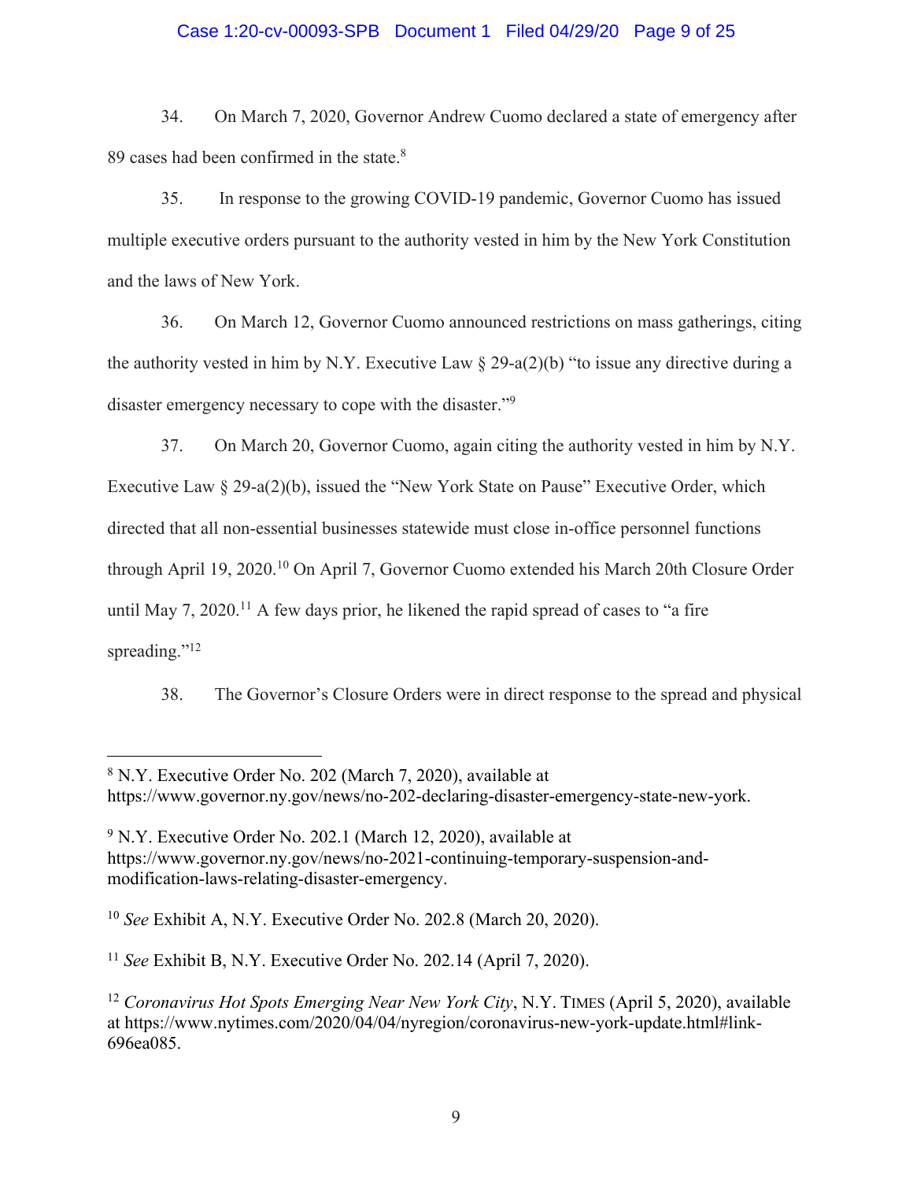34. On March 7, 2020, Governor Andrew Cuomo declared a state of emergency after 89 cases had been confirmed in the state.[8]

35. In response to the growing COVID-19 pandemic, Governor Cuomo has issued multiple executive orders pursuant to the authority vested in him by the New York Constitution and the laws of New York.

36. On March 12, Governor Cuomo announced restrictions on mass gatherings, citing the authority vested in him by N.Y. Executive Law § 29-a(2)(b) "to issue any directive during a disaster emergency necessary to cope with the disaster."[9]

37. On March 20, Governor Cuomo, again citing the authority vested in him by N.Y. Executive Law § 29-a(2)(b), issued the "New York State on Pause" Executive Order, which directed that all non-essential businesses statewide must close in-office personnel functions through April 19, 2020.[10] On April 7, Governor Cuomo extended his March 20th Closure Order until May 7, 2020.[11] A few days prior, he likened the rapid spread of cases to "a fire spreading."[12]

38. The Governor's Closure Orders were in direct response to the spread and physical

---

[8] N.Y. Executive Order No. 202 (March 7, 2020), available at https://www.governor.ny.gov/news/no-202-declaring-disaster-emergency-state-new-york.

[9] N.Y. Executive Order No. 202.1 (March 12, 2020), available at https://www.governor.ny.gov/news/no-2021-continuing-temporary-suspension-and-modification-laws-relating-disaster-emergency.

[10] *See* Exhibit A, N.Y. Executive Order No. 202.8 (March 20, 2020).

[11] *See* Exhibit B, N.Y. Executive Order No. 202.14 (April 7, 2020).

[12] *Coronavirus Hot Spots Emerging Near New York City*, N.Y. TIMES (April 5, 2020), available at https://www.nytimes.com/2020/04/04/nyregion/coronavirus-new-york-update.html#link-696ea085.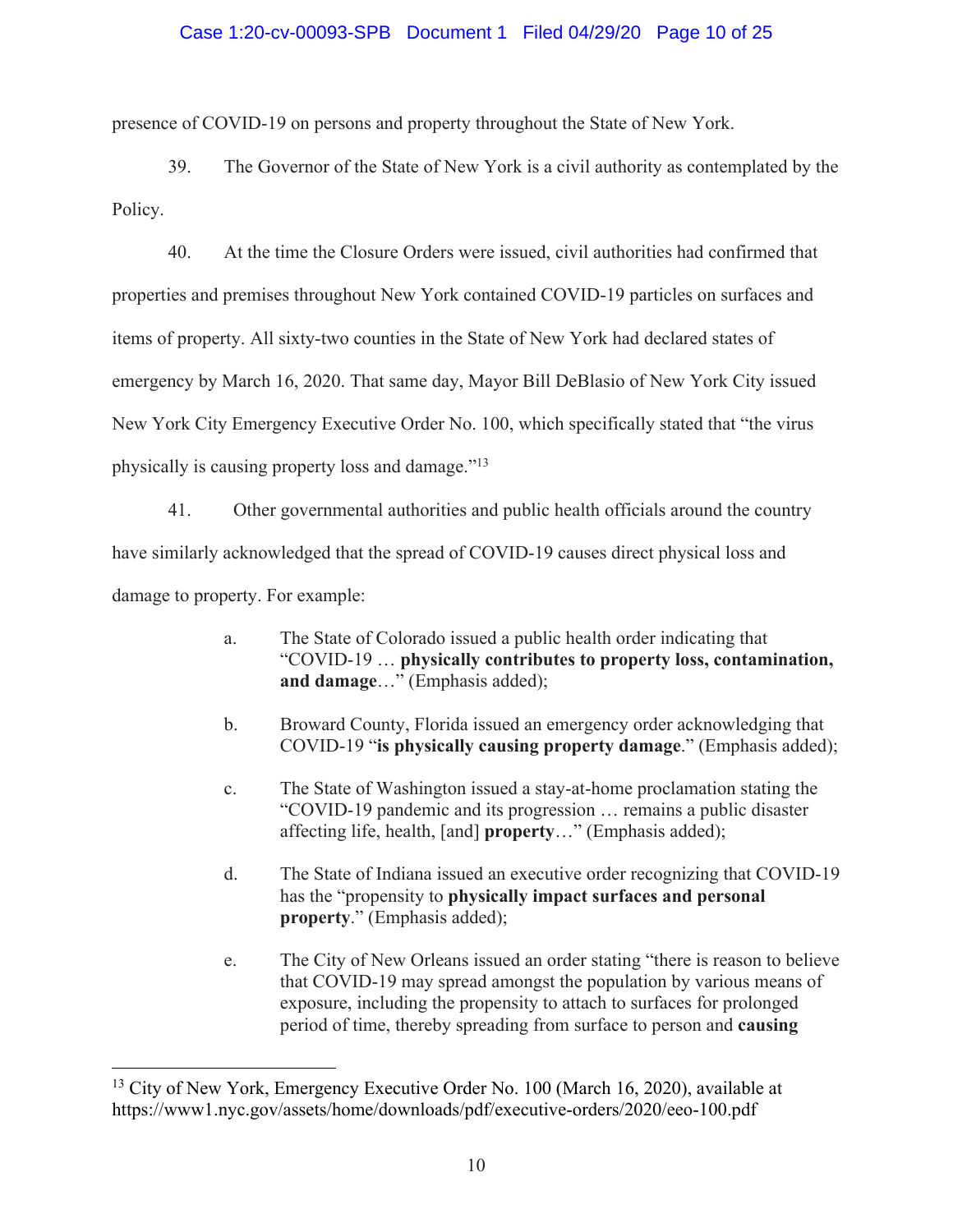presence of COVID-19 on persons and property throughout the State of New York.

39. The Governor of the State of New York is a civil authority as contemplated by the Policy.

40. At the time the Closure Orders were issued, civil authorities had confirmed that properties and premises throughout New York contained COVID-19 particles on surfaces and items of property. All sixty-two counties in the State of New York had declared states of emergency by March 16, 2020. That same day, Mayor Bill DeBlasio of New York City issued New York City Emergency Executive Order No. 100, which specifically stated that "the virus physically is causing property loss and damage."[13]

41. Other governmental authorities and public health officials around the country have similarly acknowledged that the spread of COVID-19 causes direct physical loss and damage to property. For example:

a. The State of Colorado issued a public health order indicating that "COVID-19 … **physically contributes to property loss, contamination, and damage**…" (Emphasis added);

b. Broward County, Florida issued an emergency order acknowledging that COVID-19 "**is physically causing property damage**." (Emphasis added);

c. The State of Washington issued a stay-at-home proclamation stating the "COVID-19 pandemic and its progression … remains a public disaster affecting life, health, [and] **property**…" (Emphasis added);

d. The State of Indiana issued an executive order recognizing that COVID-19 has the "propensity to **physically impact surfaces and personal property**." (Emphasis added);

e. The City of New Orleans issued an order stating "there is reason to believe that COVID-19 may spread amongst the population by various means of exposure, including the propensity to attach to surfaces for prolonged period of time, thereby spreading from surface to person and **causing**

[13] City of New York, Emergency Executive Order No. 100 (March 16, 2020), available at https://www1.nyc.gov/assets/home/downloads/pdf/executive-orders/2020/eeo-100.pdf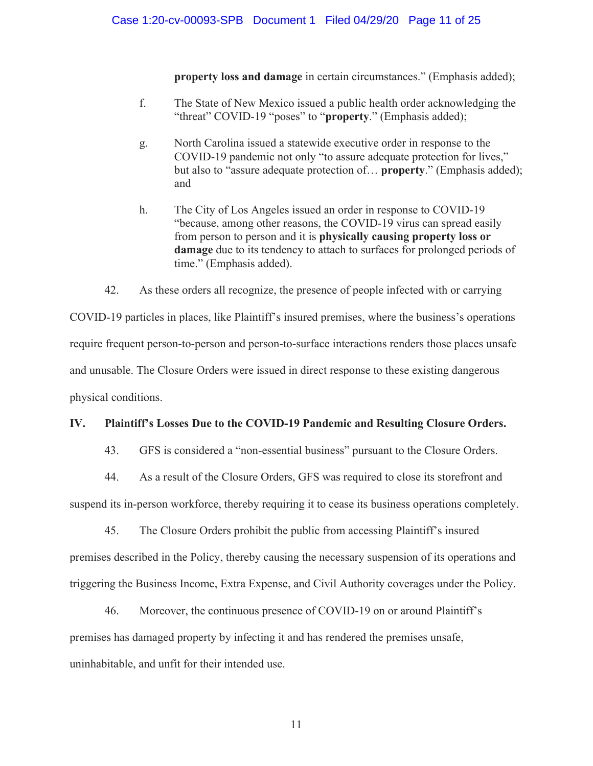**property loss and damage** in certain circumstances." (Emphasis added);

f. The State of New Mexico issued a public health order acknowledging the "threat" COVID-19 "poses" to "**property**." (Emphasis added);

g. North Carolina issued a statewide executive order in response to the COVID-19 pandemic not only "to assure adequate protection for lives," but also to "assure adequate protection of… **property**." (Emphasis added); and

h. The City of Los Angeles issued an order in response to COVID-19 "because, among other reasons, the COVID-19 virus can spread easily from person to person and it is **physically causing property loss or damage** due to its tendency to attach to surfaces for prolonged periods of time." (Emphasis added).

42. As these orders all recognize, the presence of people infected with or carrying COVID-19 particles in places, like Plaintiff's insured premises, where the business's operations require frequent person-to-person and person-to-surface interactions renders those places unsafe and unusable. The Closure Orders were issued in direct response to these existing dangerous physical conditions.

## IV. Plaintiff's Losses Due to the COVID-19 Pandemic and Resulting Closure Orders.

43. GFS is considered a "non-essential business" pursuant to the Closure Orders.

44. As a result of the Closure Orders, GFS was required to close its storefront and suspend its in-person workforce, thereby requiring it to cease its business operations completely.

45. The Closure Orders prohibit the public from accessing Plaintiff's insured premises described in the Policy, thereby causing the necessary suspension of its operations and triggering the Business Income, Extra Expense, and Civil Authority coverages under the Policy.

46. Moreover, the continuous presence of COVID-19 on or around Plaintiff's premises has damaged property by infecting it and has rendered the premises unsafe, uninhabitable, and unfit for their intended use.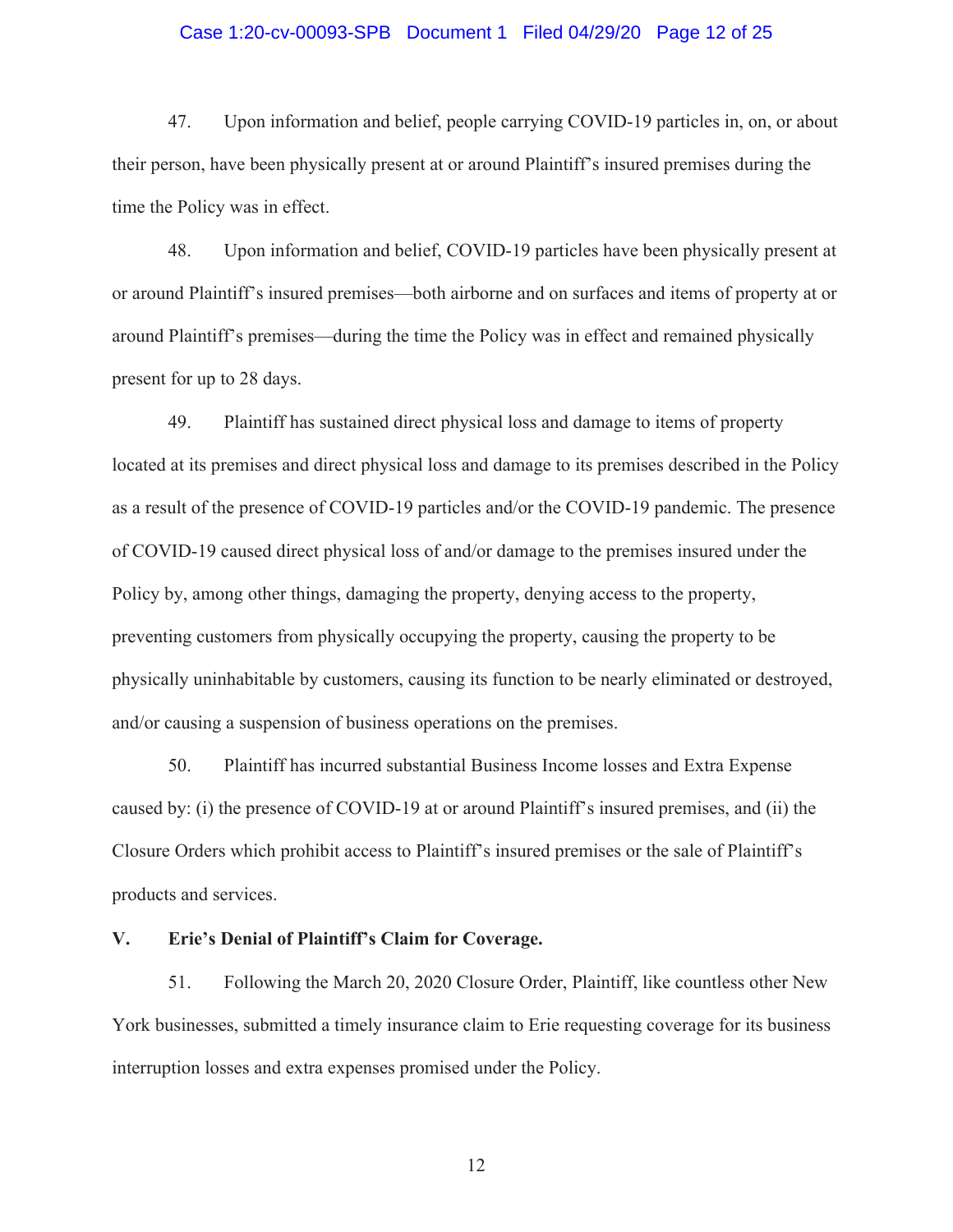47. Upon information and belief, people carrying COVID-19 particles in, on, or about their person, have been physically present at or around Plaintiff's insured premises during the time the Policy was in effect.

48. Upon information and belief, COVID-19 particles have been physically present at or around Plaintiff's insured premises—both airborne and on surfaces and items of property at or around Plaintiff's premises—during the time the Policy was in effect and remained physically present for up to 28 days.

49. Plaintiff has sustained direct physical loss and damage to items of property located at its premises and direct physical loss and damage to its premises described in the Policy as a result of the presence of COVID-19 particles and/or the COVID-19 pandemic. The presence of COVID-19 caused direct physical loss of and/or damage to the premises insured under the Policy by, among other things, damaging the property, denying access to the property, preventing customers from physically occupying the property, causing the property to be physically uninhabitable by customers, causing its function to be nearly eliminated or destroyed, and/or causing a suspension of business operations on the premises.

50. Plaintiff has incurred substantial Business Income losses and Extra Expense caused by: (i) the presence of COVID-19 at or around Plaintiff's insured premises, and (ii) the Closure Orders which prohibit access to Plaintiff's insured premises or the sale of Plaintiff's products and services.

## V. Erie's Denial of Plaintiff's Claim for Coverage.

51. Following the March 20, 2020 Closure Order, Plaintiff, like countless other New York businesses, submitted a timely insurance claim to Erie requesting coverage for its business interruption losses and extra expenses promised under the Policy.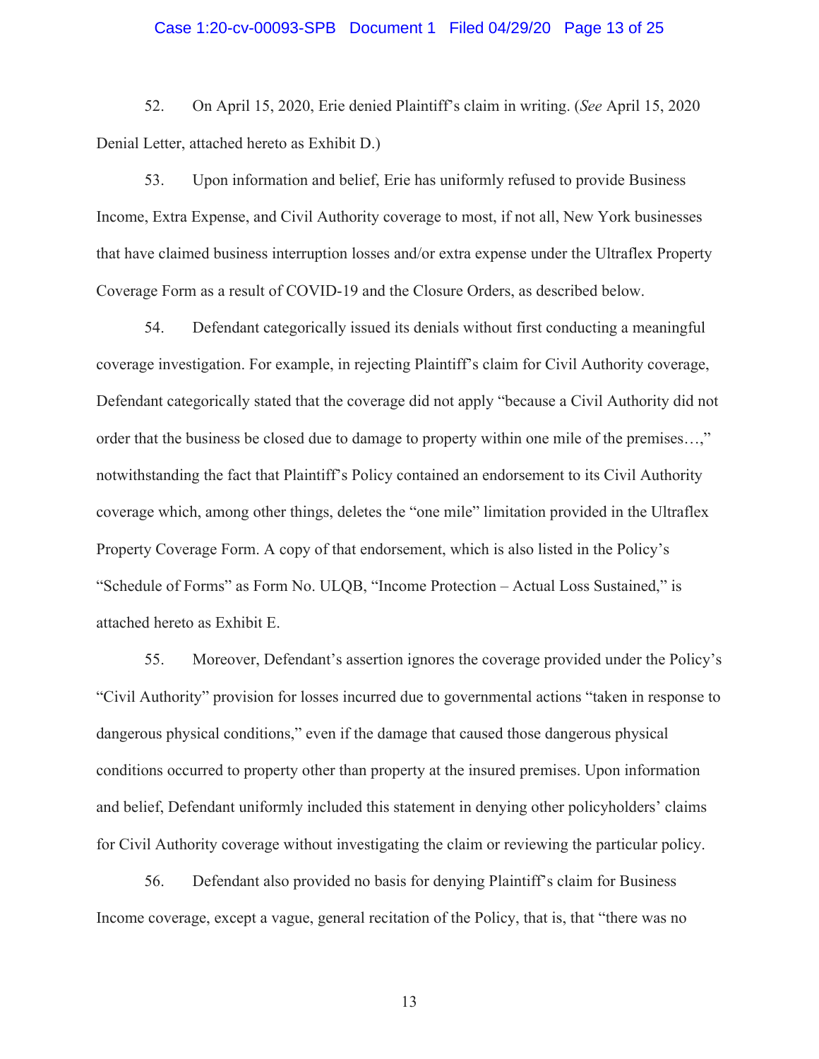52. On April 15, 2020, Erie denied Plaintiff's claim in writing. (*See* April 15, 2020 Denial Letter, attached hereto as Exhibit D.)

53. Upon information and belief, Erie has uniformly refused to provide Business Income, Extra Expense, and Civil Authority coverage to most, if not all, New York businesses that have claimed business interruption losses and/or extra expense under the Ultraflex Property Coverage Form as a result of COVID-19 and the Closure Orders, as described below.

54. Defendant categorically issued its denials without first conducting a meaningful coverage investigation. For example, in rejecting Plaintiff's claim for Civil Authority coverage, Defendant categorically stated that the coverage did not apply "because a Civil Authority did not order that the business be closed due to damage to property within one mile of the premises…," notwithstanding the fact that Plaintiff's Policy contained an endorsement to its Civil Authority coverage which, among other things, deletes the "one mile" limitation provided in the Ultraflex Property Coverage Form. A copy of that endorsement, which is also listed in the Policy's "Schedule of Forms" as Form No. ULQB, "Income Protection – Actual Loss Sustained," is attached hereto as Exhibit E.

55. Moreover, Defendant's assertion ignores the coverage provided under the Policy's "Civil Authority" provision for losses incurred due to governmental actions "taken in response to dangerous physical conditions," even if the damage that caused those dangerous physical conditions occurred to property other than property at the insured premises. Upon information and belief, Defendant uniformly included this statement in denying other policyholders' claims for Civil Authority coverage without investigating the claim or reviewing the particular policy.

56. Defendant also provided no basis for denying Plaintiff's claim for Business Income coverage, except a vague, general recitation of the Policy, that is, that "there was no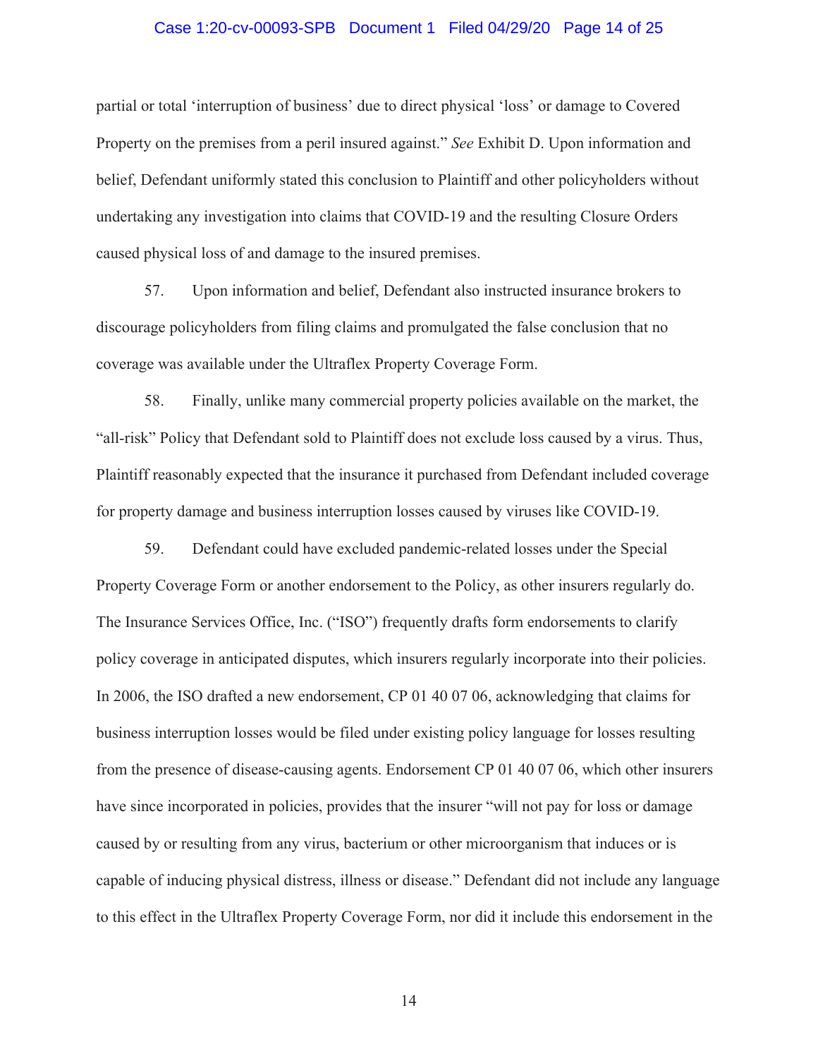partial or total 'interruption of business' due to direct physical 'loss' or damage to Covered Property on the premises from a peril insured against." *See* Exhibit D. Upon information and belief, Defendant uniformly stated this conclusion to Plaintiff and other policyholders without undertaking any investigation into claims that COVID-19 and the resulting Closure Orders caused physical loss of and damage to the insured premises.

57. Upon information and belief, Defendant also instructed insurance brokers to discourage policyholders from filing claims and promulgated the false conclusion that no coverage was available under the Ultraflex Property Coverage Form.

58. Finally, unlike many commercial property policies available on the market, the "all-risk" Policy that Defendant sold to Plaintiff does not exclude loss caused by a virus. Thus, Plaintiff reasonably expected that the insurance it purchased from Defendant included coverage for property damage and business interruption losses caused by viruses like COVID-19.

59. Defendant could have excluded pandemic-related losses under the Special Property Coverage Form or another endorsement to the Policy, as other insurers regularly do. The Insurance Services Office, Inc. ("ISO") frequently drafts form endorsements to clarify policy coverage in anticipated disputes, which insurers regularly incorporate into their policies. In 2006, the ISO drafted a new endorsement, CP 01 40 07 06, acknowledging that claims for business interruption losses would be filed under existing policy language for losses resulting from the presence of disease-causing agents. Endorsement CP 01 40 07 06, which other insurers have since incorporated in policies, provides that the insurer "will not pay for loss or damage caused by or resulting from any virus, bacterium or other microorganism that induces or is capable of inducing physical distress, illness or disease." Defendant did not include any language to this effect in the Ultraflex Property Coverage Form, nor did it include this endorsement in the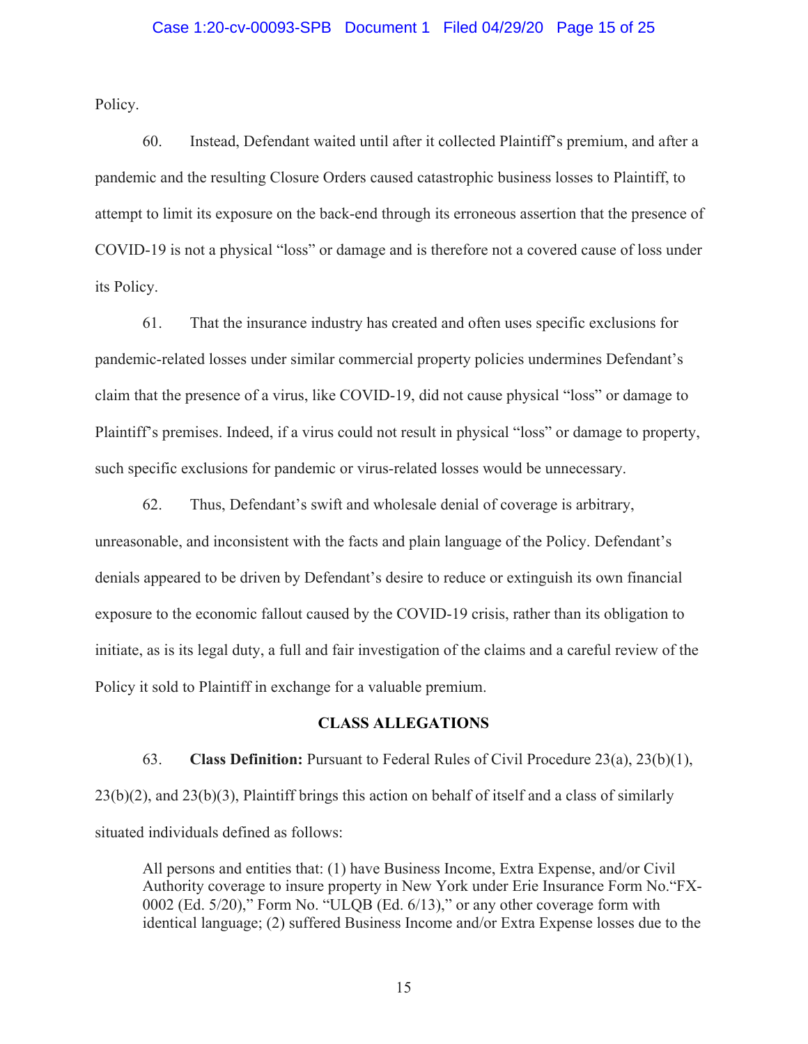Policy.

60. Instead, Defendant waited until after it collected Plaintiff's premium, and after a pandemic and the resulting Closure Orders caused catastrophic business losses to Plaintiff, to attempt to limit its exposure on the back-end through its erroneous assertion that the presence of COVID-19 is not a physical "loss" or damage and is therefore not a covered cause of loss under its Policy.

61. That the insurance industry has created and often uses specific exclusions for pandemic-related losses under similar commercial property policies undermines Defendant's claim that the presence of a virus, like COVID-19, did not cause physical "loss" or damage to Plaintiff's premises. Indeed, if a virus could not result in physical "loss" or damage to property, such specific exclusions for pandemic or virus-related losses would be unnecessary.

62. Thus, Defendant's swift and wholesale denial of coverage is arbitrary, unreasonable, and inconsistent with the facts and plain language of the Policy. Defendant's denials appeared to be driven by Defendant's desire to reduce or extinguish its own financial exposure to the economic fallout caused by the COVID-19 crisis, rather than its obligation to initiate, as is its legal duty, a full and fair investigation of the claims and a careful review of the Policy it sold to Plaintiff in exchange for a valuable premium.

## CLASS ALLEGATIONS

63. **Class Definition:** Pursuant to Federal Rules of Civil Procedure 23(a), 23(b)(1), 23(b)(2), and 23(b)(3), Plaintiff brings this action on behalf of itself and a class of similarly situated individuals defined as follows:

> All persons and entities that: (1) have Business Income, Extra Expense, and/or Civil Authority coverage to insure property in New York under Erie Insurance Form No."FX-0002 (Ed. 5/20)," Form No. "ULQB (Ed. 6/13)," or any other coverage form with identical language; (2) suffered Business Income and/or Extra Expense losses due to the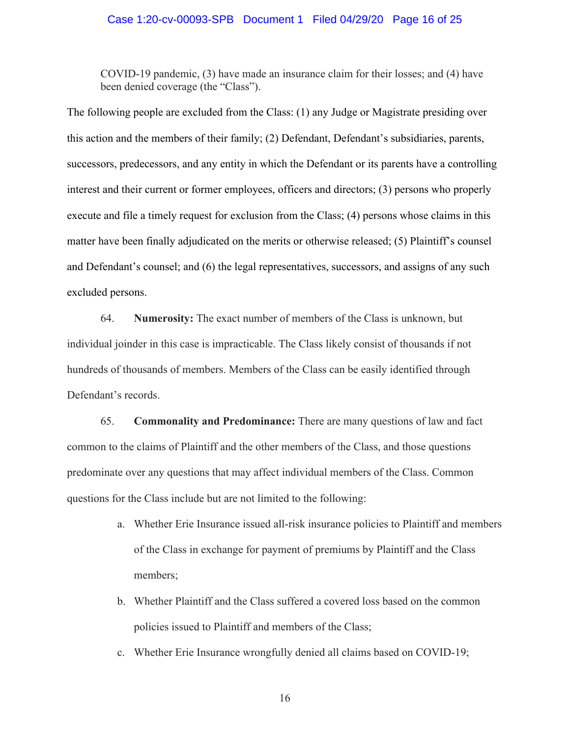COVID-19 pandemic, (3) have made an insurance claim for their losses; and (4) have been denied coverage (the "Class").

The following people are excluded from the Class: (1) any Judge or Magistrate presiding over this action and the members of their family; (2) Defendant, Defendant's subsidiaries, parents, successors, predecessors, and any entity in which the Defendant or its parents have a controlling interest and their current or former employees, officers and directors; (3) persons who properly execute and file a timely request for exclusion from the Class; (4) persons whose claims in this matter have been finally adjudicated on the merits or otherwise released; (5) Plaintiff's counsel and Defendant's counsel; and (6) the legal representatives, successors, and assigns of any such excluded persons.

64. **Numerosity:** The exact number of members of the Class is unknown, but individual joinder in this case is impracticable. The Class likely consist of thousands if not hundreds of thousands of members. Members of the Class can be easily identified through Defendant's records.

65. **Commonality and Predominance:** There are many questions of law and fact common to the claims of Plaintiff and the other members of the Class, and those questions predominate over any questions that may affect individual members of the Class. Common questions for the Class include but are not limited to the following:

a. Whether Erie Insurance issued all-risk insurance policies to Plaintiff and members of the Class in exchange for payment of premiums by Plaintiff and the Class members;

b. Whether Plaintiff and the Class suffered a covered loss based on the common policies issued to Plaintiff and members of the Class;

c. Whether Erie Insurance wrongfully denied all claims based on COVID-19;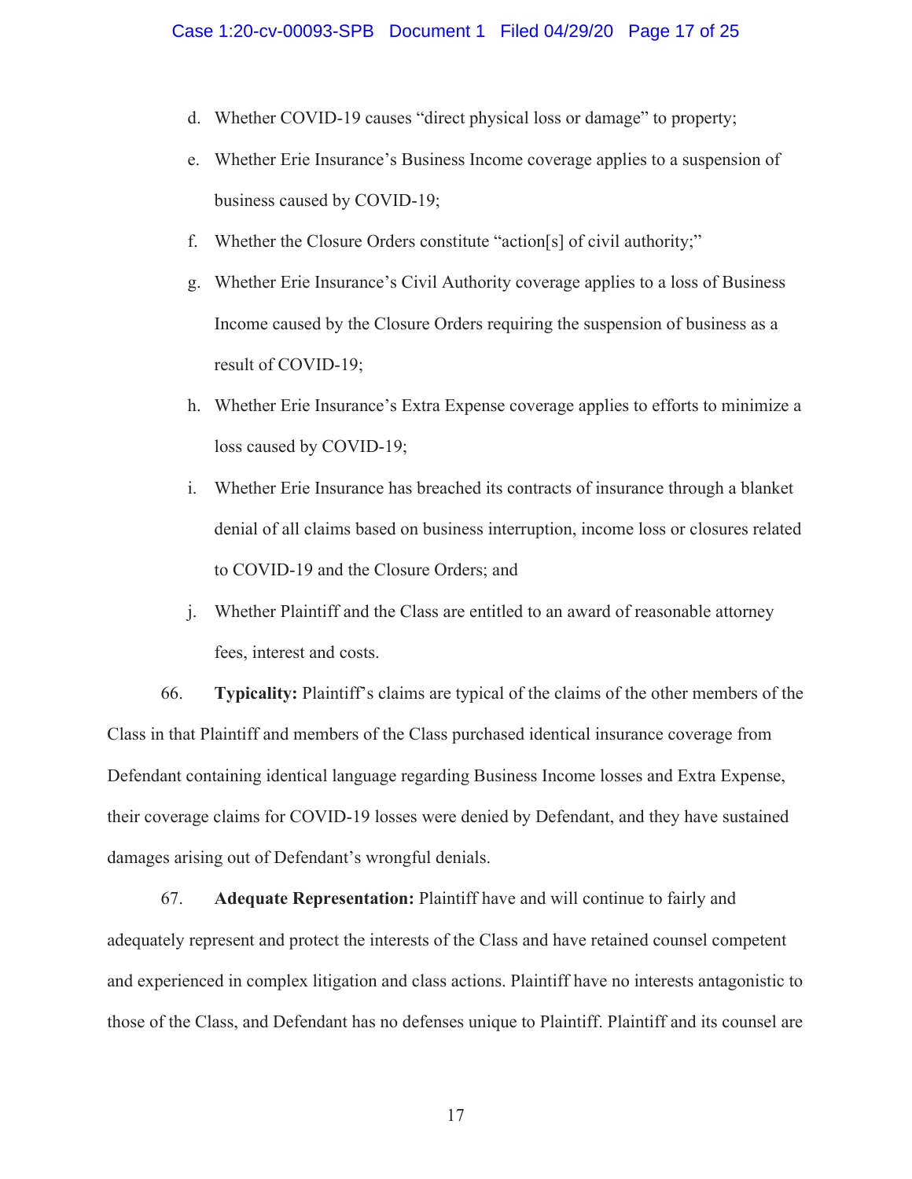d. Whether COVID-19 causes "direct physical loss or damage" to property;

e. Whether Erie Insurance's Business Income coverage applies to a suspension of business caused by COVID-19;

f. Whether the Closure Orders constitute "action[s] of civil authority;"

g. Whether Erie Insurance's Civil Authority coverage applies to a loss of Business Income caused by the Closure Orders requiring the suspension of business as a result of COVID-19;

h. Whether Erie Insurance's Extra Expense coverage applies to efforts to minimize a loss caused by COVID-19;

i. Whether Erie Insurance has breached its contracts of insurance through a blanket denial of all claims based on business interruption, income loss or closures related to COVID-19 and the Closure Orders; and

j. Whether Plaintiff and the Class are entitled to an award of reasonable attorney fees, interest and costs.

66. **Typicality:** Plaintiff's claims are typical of the claims of the other members of the Class in that Plaintiff and members of the Class purchased identical insurance coverage from Defendant containing identical language regarding Business Income losses and Extra Expense, their coverage claims for COVID-19 losses were denied by Defendant, and they have sustained damages arising out of Defendant's wrongful denials.

67. **Adequate Representation:** Plaintiff have and will continue to fairly and adequately represent and protect the interests of the Class and have retained counsel competent and experienced in complex litigation and class actions. Plaintiff have no interests antagonistic to those of the Class, and Defendant has no defenses unique to Plaintiff. Plaintiff and its counsel are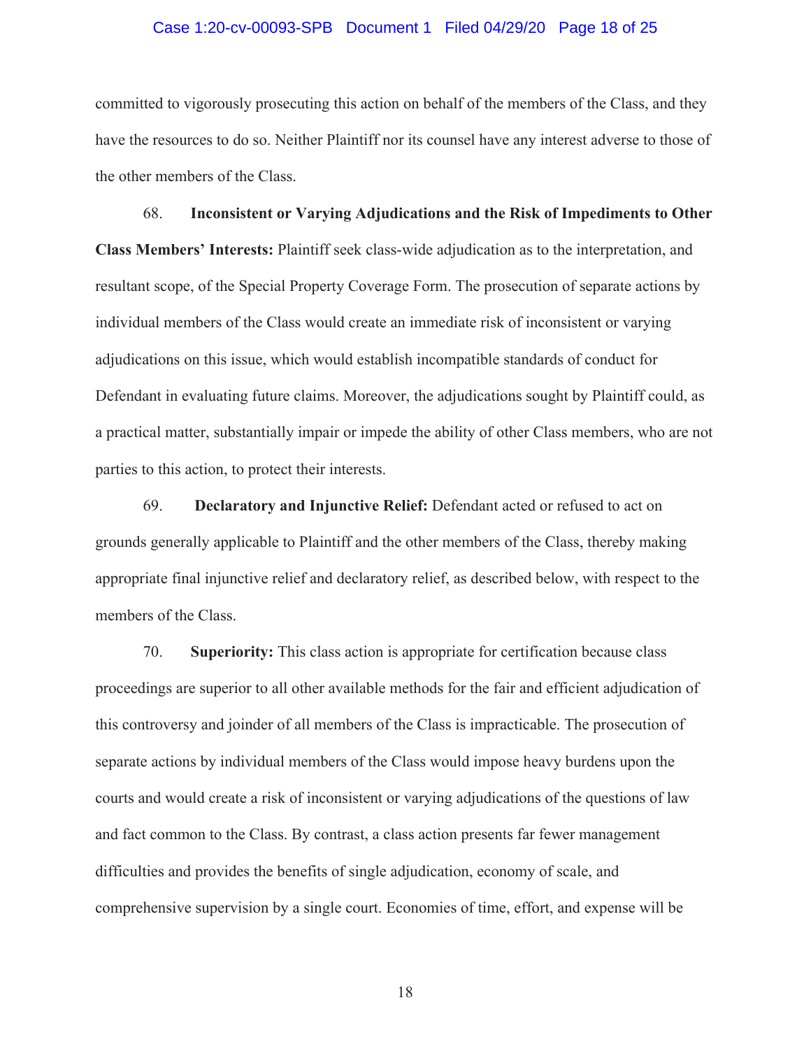committed to vigorously prosecuting this action on behalf of the members of the Class, and they have the resources to do so. Neither Plaintiff nor its counsel have any interest adverse to those of the other members of the Class.

68. **Inconsistent or Varying Adjudications and the Risk of Impediments to Other Class Members' Interests:** Plaintiff seek class-wide adjudication as to the interpretation, and resultant scope, of the Special Property Coverage Form. The prosecution of separate actions by individual members of the Class would create an immediate risk of inconsistent or varying adjudications on this issue, which would establish incompatible standards of conduct for Defendant in evaluating future claims. Moreover, the adjudications sought by Plaintiff could, as a practical matter, substantially impair or impede the ability of other Class members, who are not parties to this action, to protect their interests.

69. **Declaratory and Injunctive Relief:** Defendant acted or refused to act on grounds generally applicable to Plaintiff and the other members of the Class, thereby making appropriate final injunctive relief and declaratory relief, as described below, with respect to the members of the Class.

70. **Superiority:** This class action is appropriate for certification because class proceedings are superior to all other available methods for the fair and efficient adjudication of this controversy and joinder of all members of the Class is impracticable. The prosecution of separate actions by individual members of the Class would impose heavy burdens upon the courts and would create a risk of inconsistent or varying adjudications of the questions of law and fact common to the Class. By contrast, a class action presents far fewer management difficulties and provides the benefits of single adjudication, economy of scale, and comprehensive supervision by a single court. Economies of time, effort, and expense will be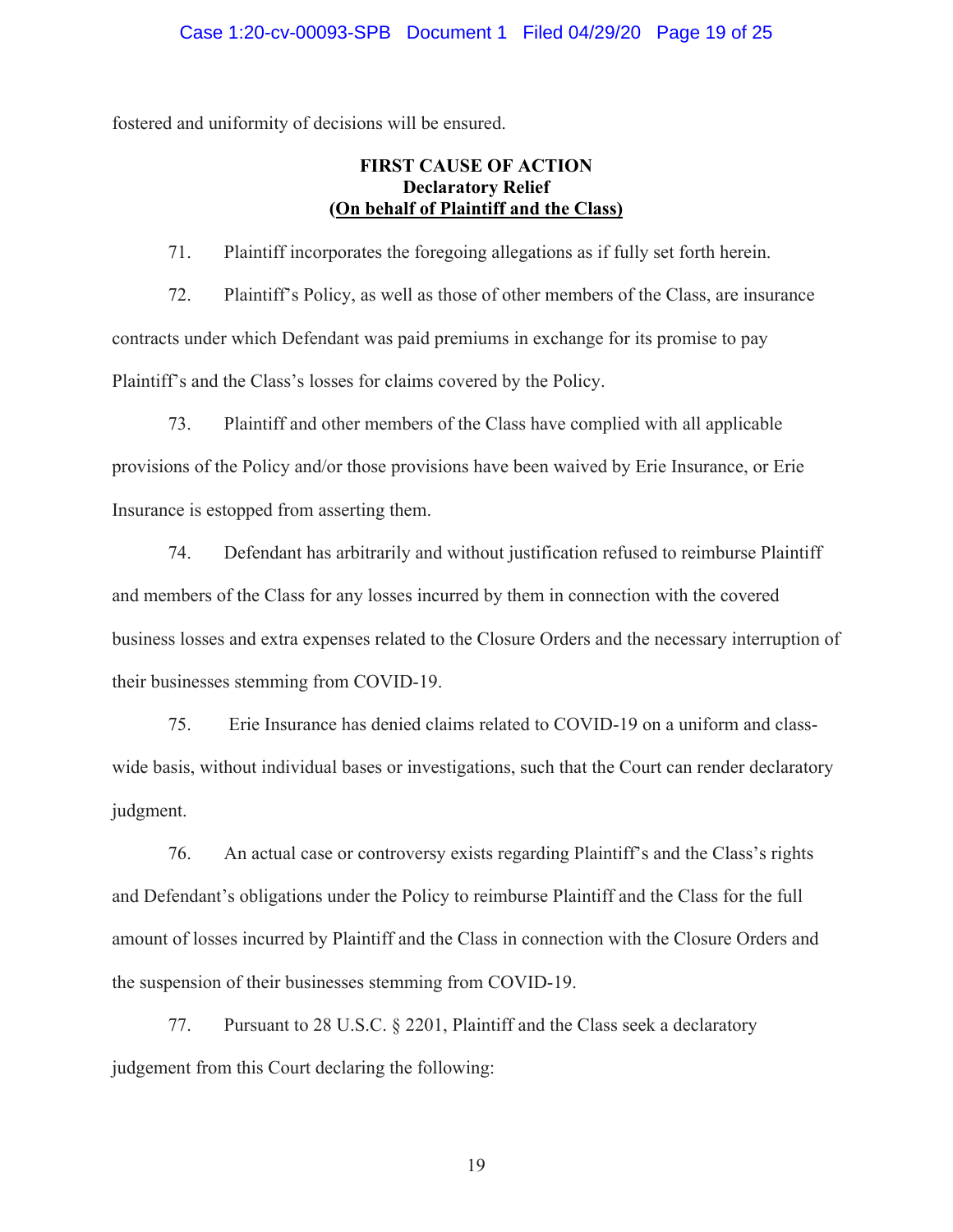fostered and uniformity of decisions will be ensured.

**FIRST CAUSE OF ACTION**
**Declaratory Relief**
**(<u>On behalf of Plaintiff and the Class)</u>**

71. Plaintiff incorporates the foregoing allegations as if fully set forth herein.

72. Plaintiff's Policy, as well as those of other members of the Class, are insurance contracts under which Defendant was paid premiums in exchange for its promise to pay Plaintiff's and the Class's losses for claims covered by the Policy.

73. Plaintiff and other members of the Class have complied with all applicable provisions of the Policy and/or those provisions have been waived by Erie Insurance, or Erie Insurance is estopped from asserting them.

74. Defendant has arbitrarily and without justification refused to reimburse Plaintiff and members of the Class for any losses incurred by them in connection with the covered business losses and extra expenses related to the Closure Orders and the necessary interruption of their businesses stemming from COVID-19.

75. Erie Insurance has denied claims related to COVID-19 on a uniform and class-wide basis, without individual bases or investigations, such that the Court can render declaratory judgment.

76. An actual case or controversy exists regarding Plaintiff's and the Class's rights and Defendant's obligations under the Policy to reimburse Plaintiff and the Class for the full amount of losses incurred by Plaintiff and the Class in connection with the Closure Orders and the suspension of their businesses stemming from COVID-19.

77. Pursuant to 28 U.S.C. § 2201, Plaintiff and the Class seek a declaratory judgement from this Court declaring the following: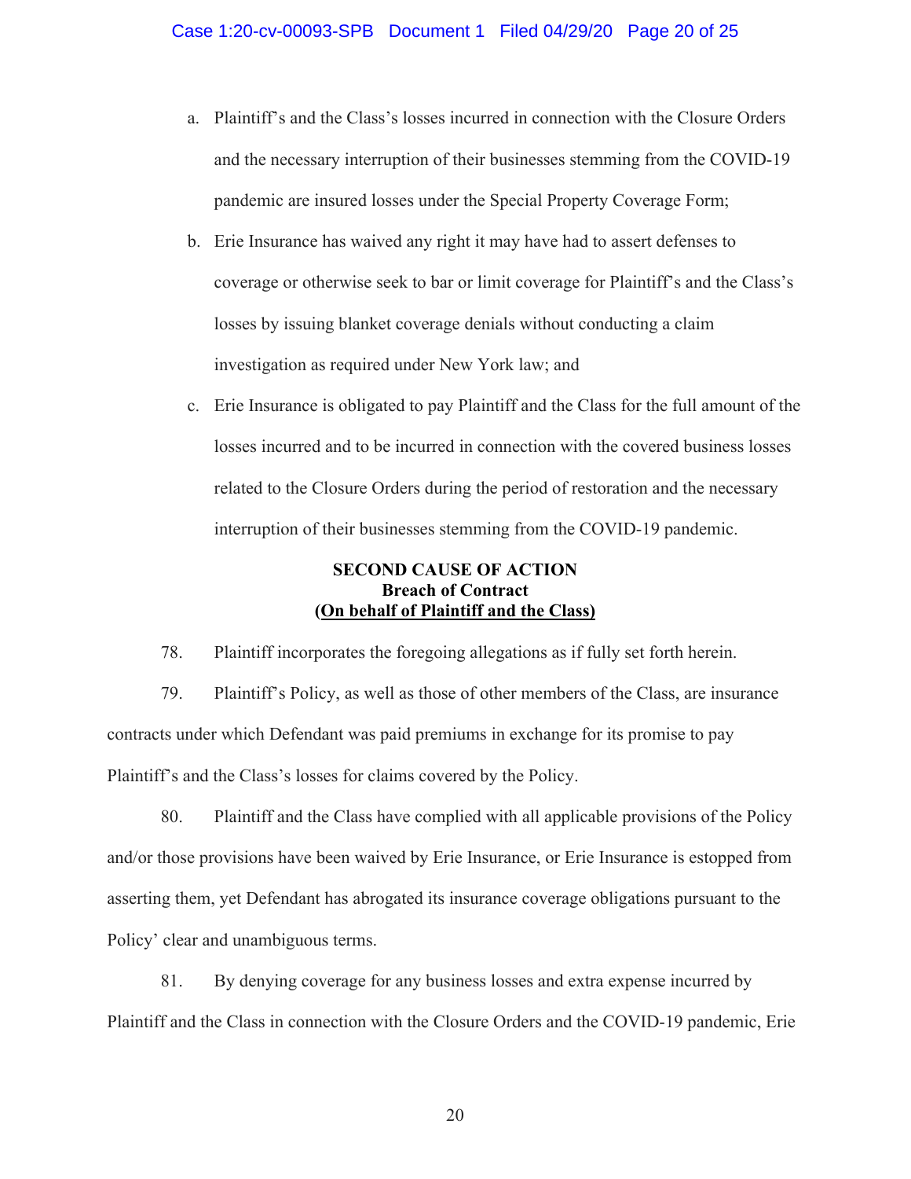a. Plaintiff's and the Class's losses incurred in connection with the Closure Orders and the necessary interruption of their businesses stemming from the COVID-19 pandemic are insured losses under the Special Property Coverage Form;

b. Erie Insurance has waived any right it may have had to assert defenses to coverage or otherwise seek to bar or limit coverage for Plaintiff's and the Class's losses by issuing blanket coverage denials without conducting a claim investigation as required under New York law; and

c. Erie Insurance is obligated to pay Plaintiff and the Class for the full amount of the losses incurred and to be incurred in connection with the covered business losses related to the Closure Orders during the period of restoration and the necessary interruption of their businesses stemming from the COVID-19 pandemic.

**SECOND CAUSE OF ACTION**
**Breach of Contract**
**(On behalf of Plaintiff and the Class)**

78. Plaintiff incorporates the foregoing allegations as if fully set forth herein.

79. Plaintiff's Policy, as well as those of other members of the Class, are insurance contracts under which Defendant was paid premiums in exchange for its promise to pay Plaintiff's and the Class's losses for claims covered by the Policy.

80. Plaintiff and the Class have complied with all applicable provisions of the Policy and/or those provisions have been waived by Erie Insurance, or Erie Insurance is estopped from asserting them, yet Defendant has abrogated its insurance coverage obligations pursuant to the Policy' clear and unambiguous terms.

81. By denying coverage for any business losses and extra expense incurred by Plaintiff and the Class in connection with the Closure Orders and the COVID-19 pandemic, Erie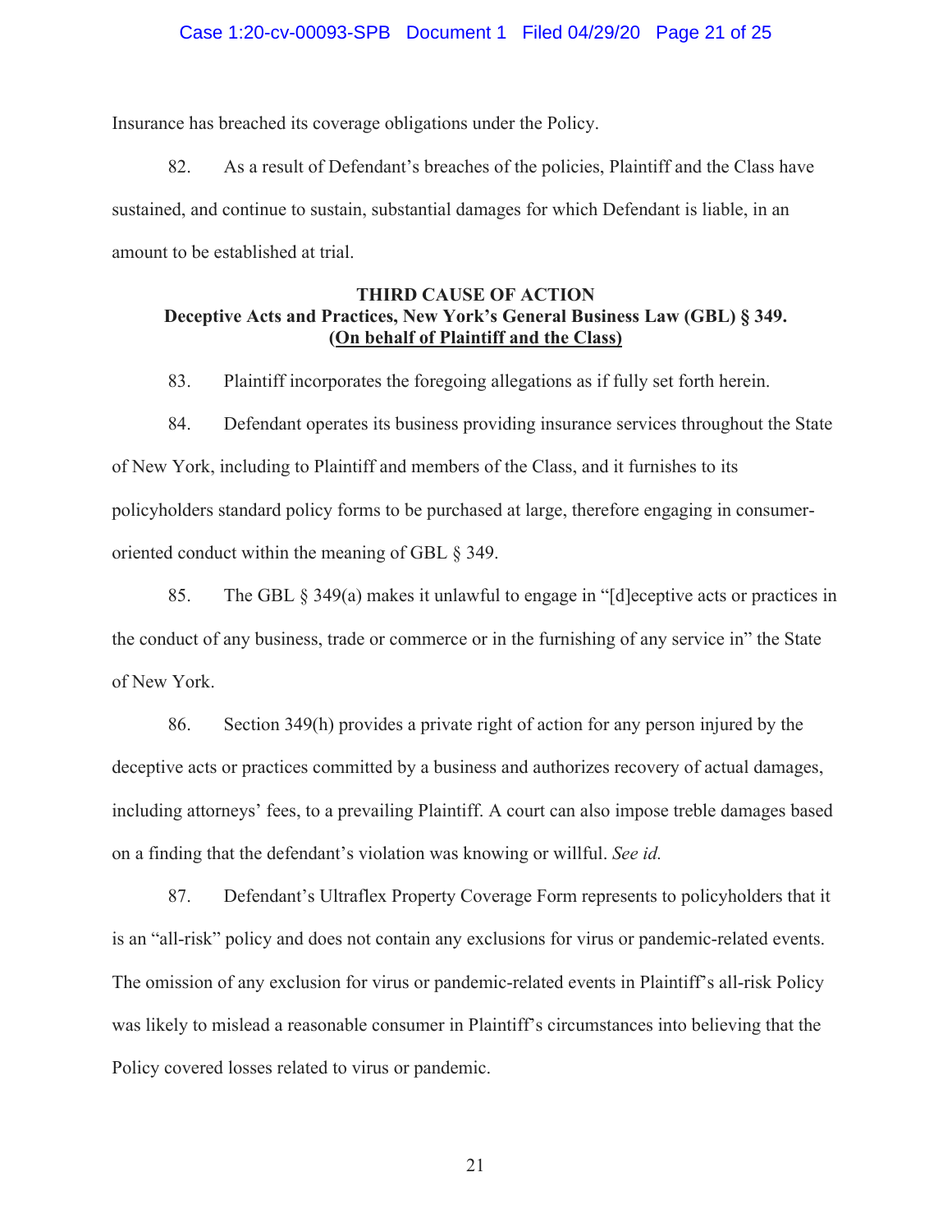Insurance has breached its coverage obligations under the Policy.

82. As a result of Defendant's breaches of the policies, Plaintiff and the Class have sustained, and continue to sustain, substantial damages for which Defendant is liable, in an amount to be established at trial.

**THIRD CAUSE OF ACTION**
**Deceptive Acts and Practices, New York's General Business Law (GBL) § 349.**
**(<u>On behalf of Plaintiff and the Class)</u>**

83. Plaintiff incorporates the foregoing allegations as if fully set forth herein.

84. Defendant operates its business providing insurance services throughout the State of New York, including to Plaintiff and members of the Class, and it furnishes to its policyholders standard policy forms to be purchased at large, therefore engaging in consumer-oriented conduct within the meaning of GBL § 349.

85. The GBL § 349(a) makes it unlawful to engage in "[d]eceptive acts or practices in the conduct of any business, trade or commerce or in the furnishing of any service in" the State of New York.

86. Section 349(h) provides a private right of action for any person injured by the deceptive acts or practices committed by a business and authorizes recovery of actual damages, including attorneys' fees, to a prevailing Plaintiff. A court can also impose treble damages based on a finding that the defendant's violation was knowing or willful. *See id.*

87. Defendant's Ultraflex Property Coverage Form represents to policyholders that it is an "all-risk" policy and does not contain any exclusions for virus or pandemic-related events. The omission of any exclusion for virus or pandemic-related events in Plaintiff's all-risk Policy was likely to mislead a reasonable consumer in Plaintiff's circumstances into believing that the Policy covered losses related to virus or pandemic.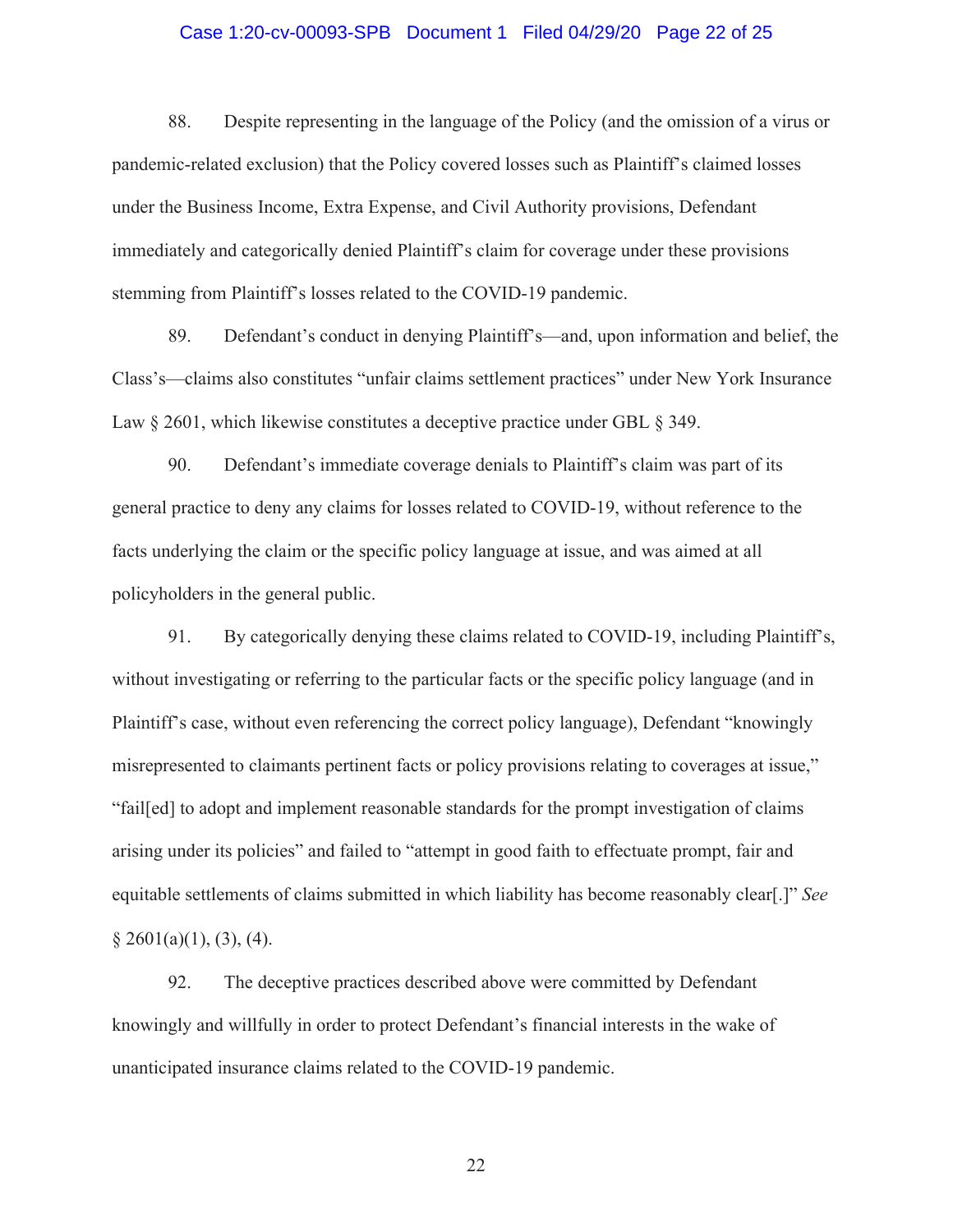88. Despite representing in the language of the Policy (and the omission of a virus or pandemic-related exclusion) that the Policy covered losses such as Plaintiff's claimed losses under the Business Income, Extra Expense, and Civil Authority provisions, Defendant immediately and categorically denied Plaintiff's claim for coverage under these provisions stemming from Plaintiff's losses related to the COVID-19 pandemic.

89. Defendant's conduct in denying Plaintiff's—and, upon information and belief, the Class's—claims also constitutes "unfair claims settlement practices" under New York Insurance Law § 2601, which likewise constitutes a deceptive practice under GBL § 349.

90. Defendant's immediate coverage denials to Plaintiff's claim was part of its general practice to deny any claims for losses related to COVID-19, without reference to the facts underlying the claim or the specific policy language at issue, and was aimed at all policyholders in the general public.

91. By categorically denying these claims related to COVID-19, including Plaintiff's, without investigating or referring to the particular facts or the specific policy language (and in Plaintiff's case, without even referencing the correct policy language), Defendant "knowingly misrepresented to claimants pertinent facts or policy provisions relating to coverages at issue," "fail[ed] to adopt and implement reasonable standards for the prompt investigation of claims arising under its policies" and failed to "attempt in good faith to effectuate prompt, fair and equitable settlements of claims submitted in which liability has become reasonably clear[.]" *See* § 2601(a)(1), (3), (4).

92. The deceptive practices described above were committed by Defendant knowingly and willfully in order to protect Defendant's financial interests in the wake of unanticipated insurance claims related to the COVID-19 pandemic.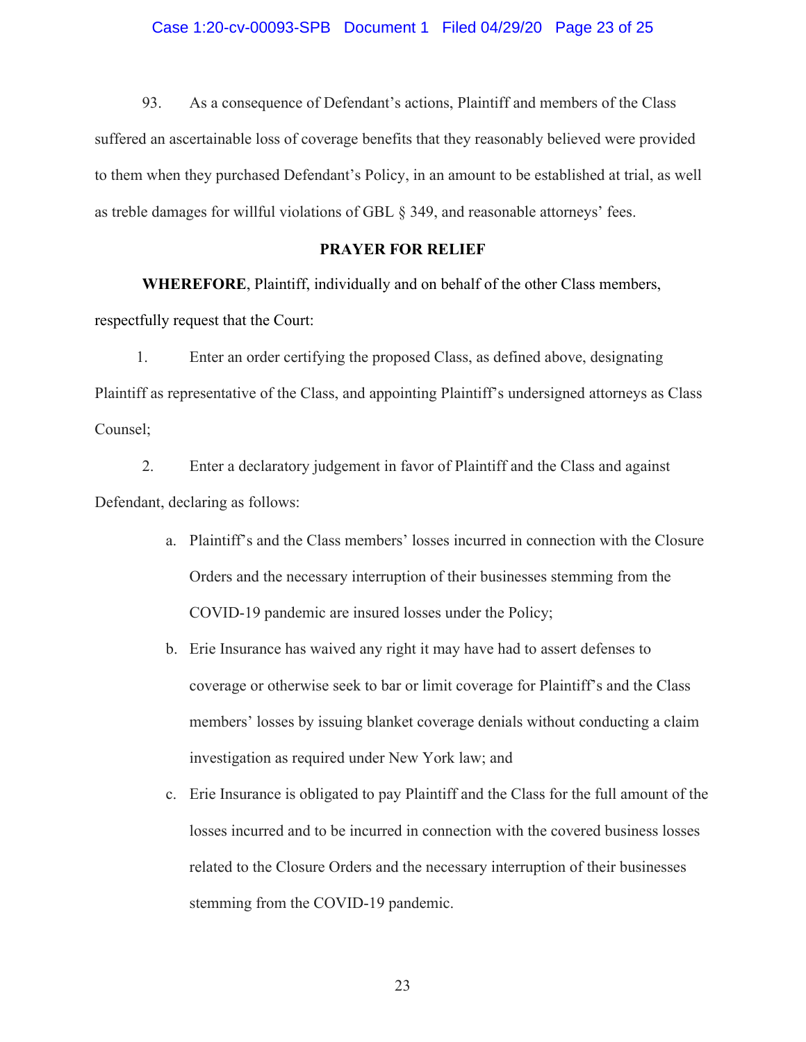93. As a consequence of Defendant's actions, Plaintiff and members of the Class suffered an ascertainable loss of coverage benefits that they reasonably believed were provided to them when they purchased Defendant's Policy, in an amount to be established at trial, as well as treble damages for willful violations of GBL § 349, and reasonable attorneys' fees.

## PRAYER FOR RELIEF

**WHEREFORE**, Plaintiff, individually and on behalf of the other Class members, respectfully request that the Court:

1. Enter an order certifying the proposed Class, as defined above, designating Plaintiff as representative of the Class, and appointing Plaintiff's undersigned attorneys as Class Counsel;

2. Enter a declaratory judgement in favor of Plaintiff and the Class and against Defendant, declaring as follows:

   a. Plaintiff's and the Class members' losses incurred in connection with the Closure Orders and the necessary interruption of their businesses stemming from the COVID-19 pandemic are insured losses under the Policy;

   b. Erie Insurance has waived any right it may have had to assert defenses to coverage or otherwise seek to bar or limit coverage for Plaintiff's and the Class members' losses by issuing blanket coverage denials without conducting a claim investigation as required under New York law; and

   c. Erie Insurance is obligated to pay Plaintiff and the Class for the full amount of the losses incurred and to be incurred in connection with the covered business losses related to the Closure Orders and the necessary interruption of their businesses stemming from the COVID-19 pandemic.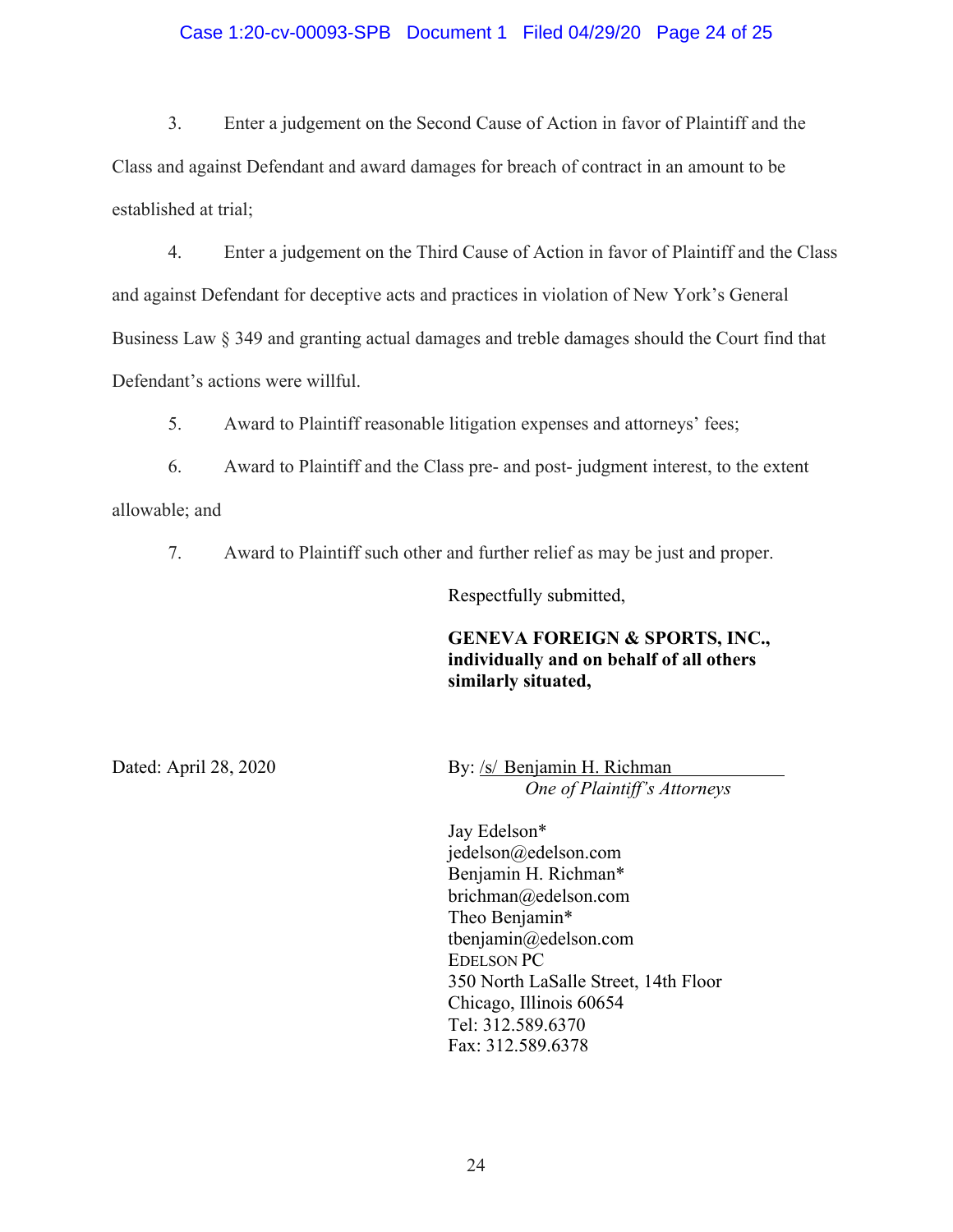3. Enter a judgement on the Second Cause of Action in favor of Plaintiff and the Class and against Defendant and award damages for breach of contract in an amount to be established at trial;

4. Enter a judgement on the Third Cause of Action in favor of Plaintiff and the Class and against Defendant for deceptive acts and practices in violation of New York's General Business Law § 349 and granting actual damages and treble damages should the Court find that Defendant's actions were willful.

5. Award to Plaintiff reasonable litigation expenses and attorneys' fees;

6. Award to Plaintiff and the Class pre- and post- judgment interest, to the extent allowable; and

7. Award to Plaintiff such other and further relief as may be just and proper.

Respectfully submitted,

**GENEVA FOREIGN & SPORTS, INC., individually and on behalf of all others similarly situated,**

Dated: April 28, 2020

By: /s/ Benjamin H. Richman
*One of Plaintiff's Attorneys*

Jay Edelson*
jedelson@edelson.com
Benjamin H. Richman*
brichman@edelson.com
Theo Benjamin*
tbenjamin@edelson.com
EDELSON PC
350 North LaSalle Street, 14th Floor
Chicago, Illinois 60654
Tel: 312.589.6370
Fax: 312.589.6378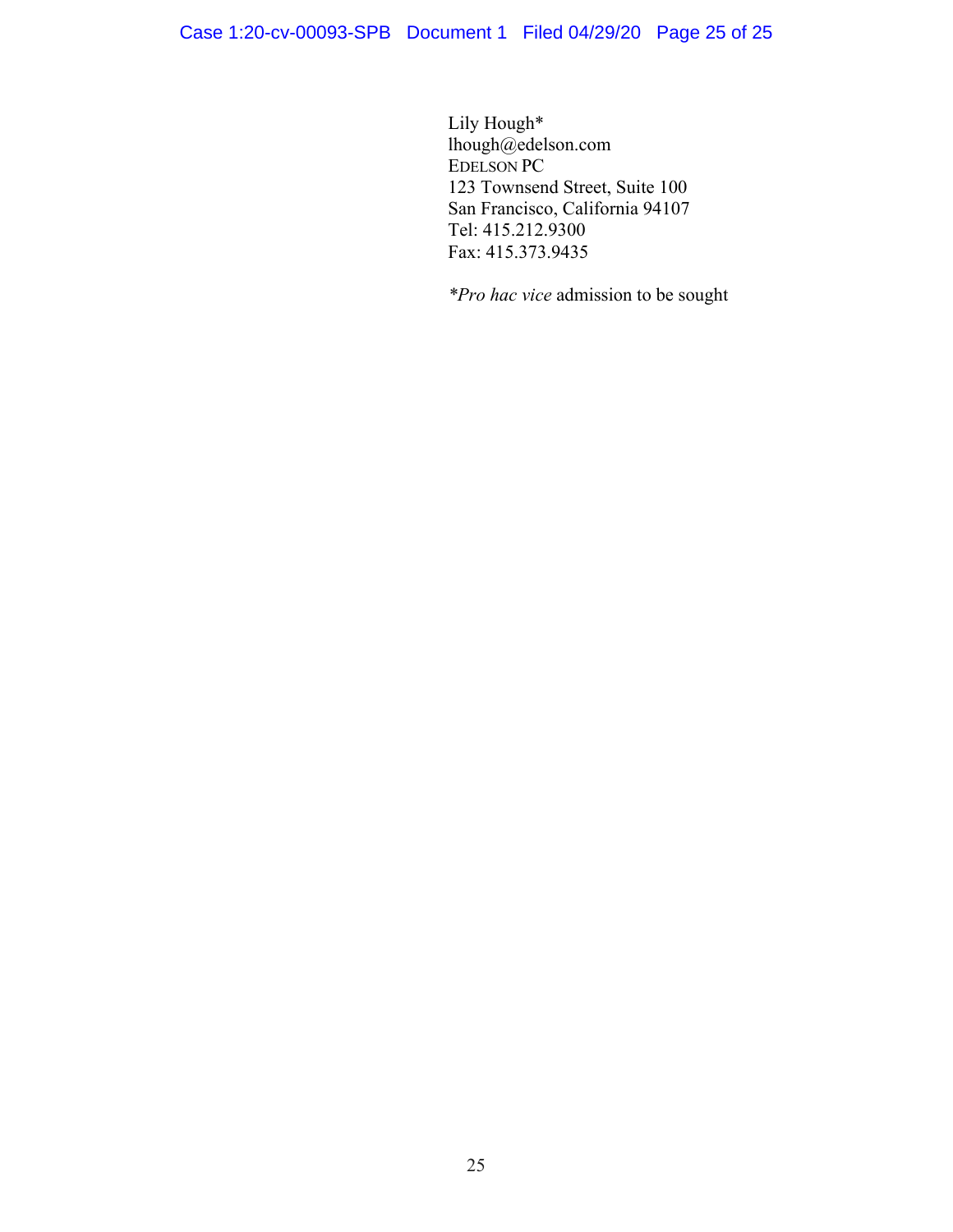Lily Hough*
lhough@edelson.com
EDELSON PC
123 Townsend Street, Suite 100
San Francisco, California 94107
Tel: 415.212.9300
Fax: 415.373.9435

**Pro hac vice* admission to be sought